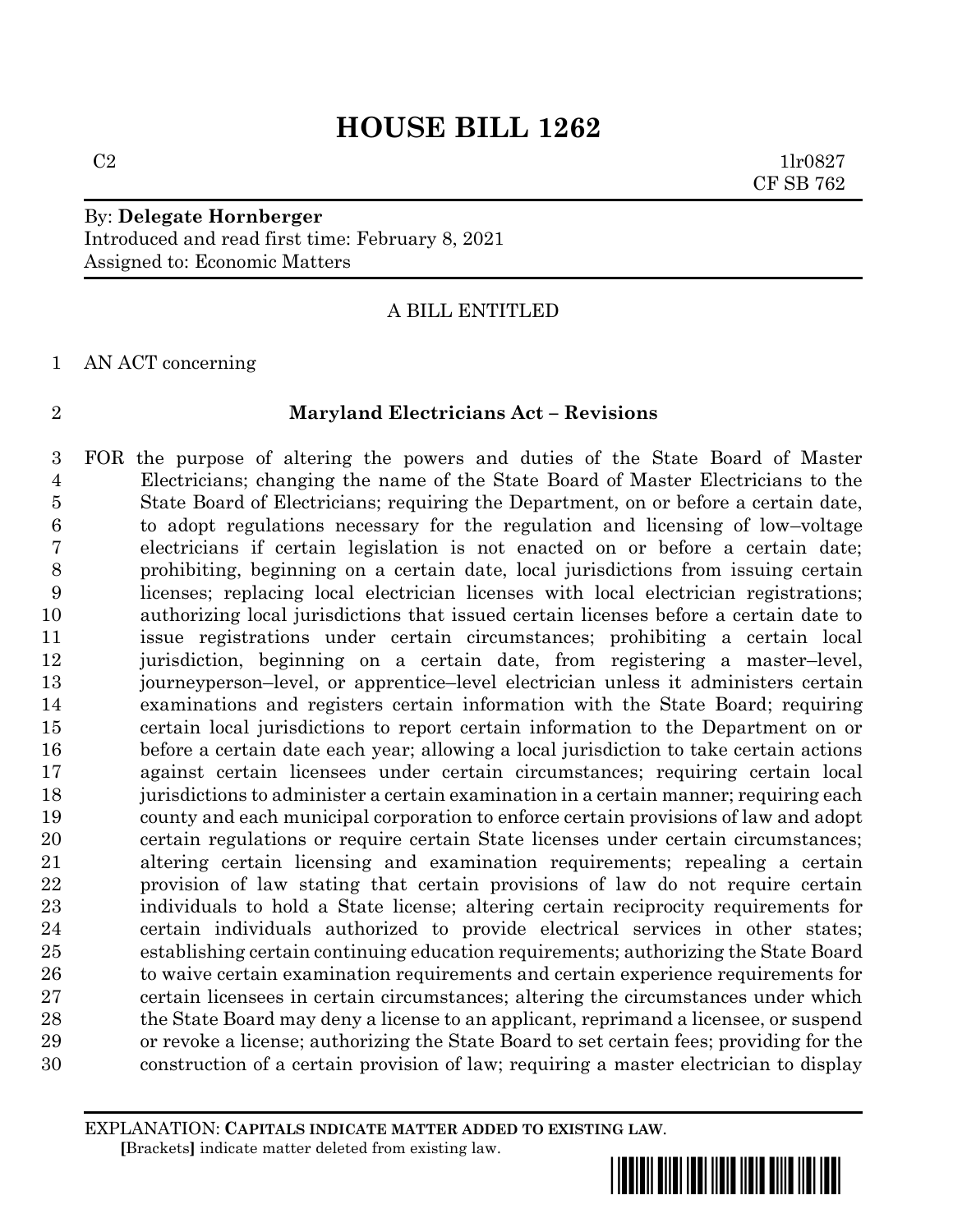# HOUSE BILL 1262

C2 1lr0827
CF SB 762

By: **Delegate Hornberger**
Introduced and read first time: February 8, 2021
Assigned to: Economic Matters

A BILL ENTITLED

1 AN ACT concerning

2 **Maryland Electricians Act – Revisions**

3 FOR the purpose of altering the powers and duties of the State Board of Master
4 Electricians; changing the name of the State Board of Master Electricians to the
5 State Board of Electricians; requiring the Department, on or before a certain date,
6 to adopt regulations necessary for the regulation and licensing of low–voltage
7 electricians if certain legislation is not enacted on or before a certain date;
8 prohibiting, beginning on a certain date, local jurisdictions from issuing certain
9 licenses; replacing local electrician licenses with local electrician registrations;
10 authorizing local jurisdictions that issued certain licenses before a certain date to
11 issue registrations under certain circumstances; prohibiting a certain local
12 jurisdiction, beginning on a certain date, from registering a master–level,
13 journeyperson–level, or apprentice–level electrician unless it administers certain
14 examinations and registers certain information with the State Board; requiring
15 certain local jurisdictions to report certain information to the Department on or
16 before a certain date each year; allowing a local jurisdiction to take certain actions
17 against certain licensees under certain circumstances; requiring certain local
18 jurisdictions to administer a certain examination in a certain manner; requiring each
19 county and each municipal corporation to enforce certain provisions of law and adopt
20 certain regulations or require certain State licenses under certain circumstances;
21 altering certain licensing and examination requirements; repealing a certain
22 provision of law stating that certain provisions of law do not require certain
23 individuals to hold a State license; altering certain reciprocity requirements for
24 certain individuals authorized to provide electrical services in other states;
25 establishing certain continuing education requirements; authorizing the State Board
26 to waive certain examination requirements and certain experience requirements for
27 certain licensees in certain circumstances; altering the circumstances under which
28 the State Board may deny a license to an applicant, reprimand a licensee, or suspend
29 or revoke a license; authorizing the State Board to set certain fees; providing for the
30 construction of a certain provision of law; requiring a master electrician to display

EXPLANATION: **CAPITALS INDICATE MATTER ADDED TO EXISTING LAW**.
[Brackets] indicate matter deleted from existing law.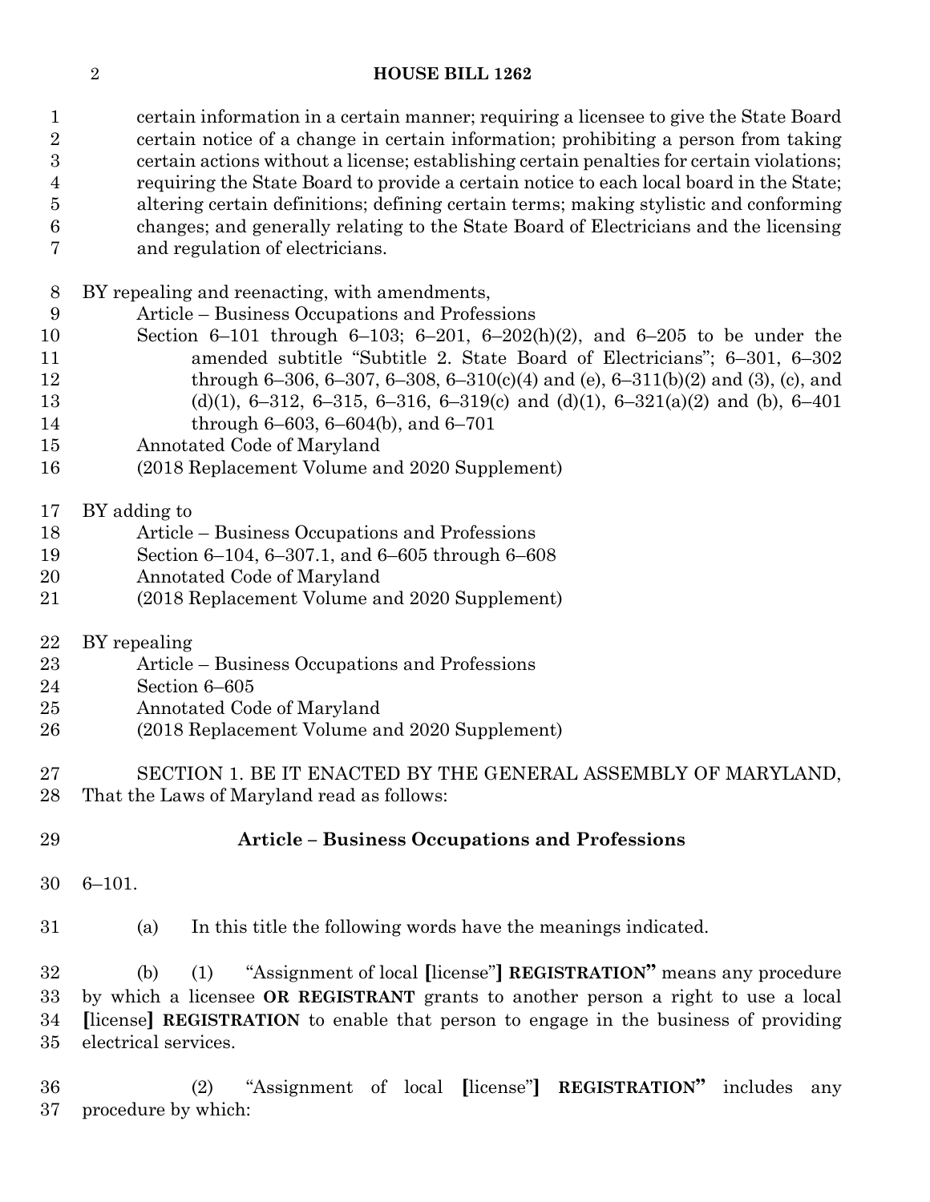certain information in a certain manner; requiring a licensee to give the State Board certain notice of a change in certain information; prohibiting a person from taking certain actions without a license; establishing certain penalties for certain violations; requiring the State Board to provide a certain notice to each local board in the State; altering certain definitions; defining certain terms; making stylistic and conforming changes; and generally relating to the State Board of Electricians and the licensing and regulation of electricians.

BY repealing and reenacting, with amendments,
Article – Business Occupations and Professions
Section 6–101 through 6–103; 6–201, 6–202(h)(2), and 6–205 to be under the amended subtitle "Subtitle 2. State Board of Electricians"; 6–301, 6–302 through 6–306, 6–307, 6–308, 6–310(c)(4) and (e), 6–311(b)(2) and (3), (c), and (d)(1), 6–312, 6–315, 6–316, 6–319(c) and (d)(1), 6–321(a)(2) and (b), 6–401 through 6–603, 6–604(b), and 6–701
Annotated Code of Maryland
(2018 Replacement Volume and 2020 Supplement)

BY adding to
Article – Business Occupations and Professions
Section 6–104, 6–307.1, and 6–605 through 6–608
Annotated Code of Maryland
(2018 Replacement Volume and 2020 Supplement)

BY repealing
Article – Business Occupations and Professions
Section 6–605
Annotated Code of Maryland
(2018 Replacement Volume and 2020 Supplement)

SECTION 1. BE IT ENACTED BY THE GENERAL ASSEMBLY OF MARYLAND, That the Laws of Maryland read as follows:

**Article – Business Occupations and Professions**

6–101.

(a) In this title the following words have the meanings indicated.

(b) (1) "Assignment of local [license"] **REGISTRATION"** means any procedure by which a licensee **OR REGISTRANT** grants to another person a right to use a local [license] **REGISTRATION** to enable that person to engage in the business of providing electrical services.

(2) "Assignment of local [license"] **REGISTRATION"** includes any procedure by which: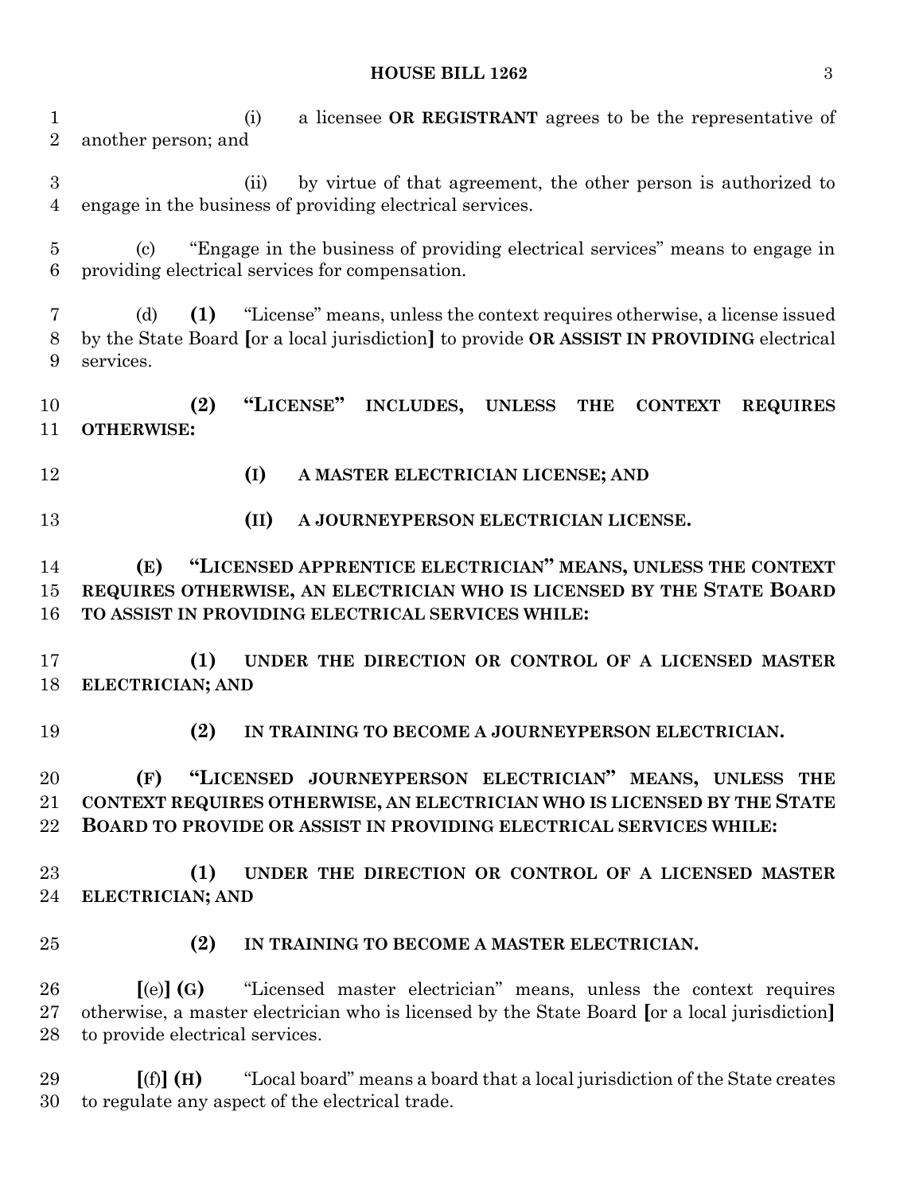(i) a licensee **OR REGISTRANT** agrees to be the representative of another person; and

(ii) by virtue of that agreement, the other person is authorized to engage in the business of providing electrical services.

(c) "Engage in the business of providing electrical services" means to engage in providing electrical services for compensation.

(d) **(1)** "License" means, unless the context requires otherwise, a license issued by the State Board **[**or a local jurisdiction**]** to provide **OR ASSIST IN PROVIDING** electrical services.

**(2) "LICENSE" INCLUDES, UNLESS THE CONTEXT REQUIRES OTHERWISE:**

**(I) A MASTER ELECTRICIAN LICENSE; AND**

**(II) A JOURNEYPERSON ELECTRICIAN LICENSE.**

**(E) "LICENSED APPRENTICE ELECTRICIAN" MEANS, UNLESS THE CONTEXT REQUIRES OTHERWISE, AN ELECTRICIAN WHO IS LICENSED BY THE STATE BOARD TO ASSIST IN PROVIDING ELECTRICAL SERVICES WHILE:**

**(1) UNDER THE DIRECTION OR CONTROL OF A LICENSED MASTER ELECTRICIAN; AND**

**(2) IN TRAINING TO BECOME A JOURNEYPERSON ELECTRICIAN.**

**(F) "LICENSED JOURNEYPERSON ELECTRICIAN" MEANS, UNLESS THE CONTEXT REQUIRES OTHERWISE, AN ELECTRICIAN WHO IS LICENSED BY THE STATE BOARD TO PROVIDE OR ASSIST IN PROVIDING ELECTRICAL SERVICES WHILE:**

**(1) UNDER THE DIRECTION OR CONTROL OF A LICENSED MASTER ELECTRICIAN; AND**

**(2) IN TRAINING TO BECOME A MASTER ELECTRICIAN.**

**[**(e)**] (G)** "Licensed master electrician" means, unless the context requires otherwise, a master electrician who is licensed by the State Board **[**or a local jurisdiction**]** to provide electrical services.

**[**(f)**] (H)** "Local board" means a board that a local jurisdiction of the State creates to regulate any aspect of the electrical trade.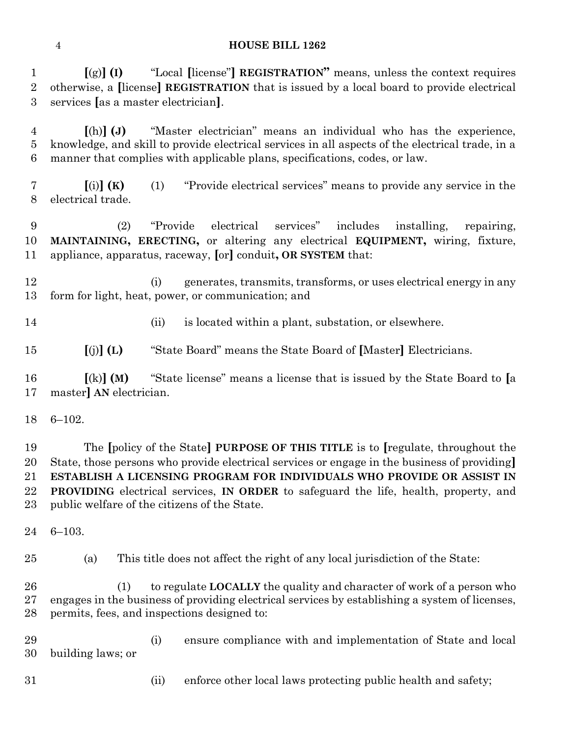**[**(g)**] (I)** "Local **[**license"**] REGISTRATION"** means, unless the context requires otherwise, a **[**license**] REGISTRATION** that is issued by a local board to provide electrical services **[**as a master electrician**]**.

**[**(h)**] (J)** "Master electrician" means an individual who has the experience, knowledge, and skill to provide electrical services in all aspects of the electrical trade, in a manner that complies with applicable plans, specifications, codes, or law.

**[**(i)**] (K)** (1) "Provide electrical services" means to provide any service in the electrical trade.

(2) "Provide electrical services" includes installing, repairing, **MAINTAINING, ERECTING,** or altering any electrical **EQUIPMENT,** wiring, fixture, appliance, apparatus, raceway, **[**or**]** conduit**, OR SYSTEM** that:

(i) generates, transmits, transforms, or uses electrical energy in any form for light, heat, power, or communication; and

(ii) is located within a plant, substation, or elsewhere.

**[**(j)**] (L)** "State Board" means the State Board of **[**Master**]** Electricians.

**[**(k)**] (M)** "State license" means a license that is issued by the State Board to **[**a master**] AN** electrician.

6–102.

The **[**policy of the State**] PURPOSE OF THIS TITLE** is to **[**regulate, throughout the State, those persons who provide electrical services or engage in the business of providing**] ESTABLISH A LICENSING PROGRAM FOR INDIVIDUALS WHO PROVIDE OR ASSIST IN PROVIDING** electrical services, **IN ORDER** to safeguard the life, health, property, and public welfare of the citizens of the State.

6–103.

(a) This title does not affect the right of any local jurisdiction of the State:

(1) to regulate **LOCALLY** the quality and character of work of a person who engages in the business of providing electrical services by establishing a system of licenses, permits, fees, and inspections designed to:

(i) ensure compliance with and implementation of State and local building laws; or

(ii) enforce other local laws protecting public health and safety;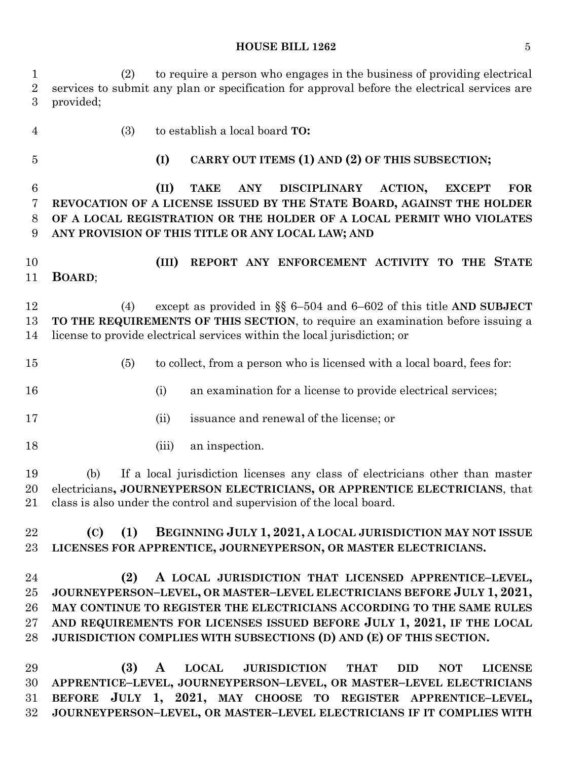(2) to require a person who engages in the business of providing electrical services to submit any plan or specification for approval before the electrical services are provided;

(3) to establish a local board **TO:**

**(I) CARRY OUT ITEMS (1) AND (2) OF THIS SUBSECTION;**

**(II) TAKE ANY DISCIPLINARY ACTION, EXCEPT FOR REVOCATION OF A LICENSE ISSUED BY THE STATE BOARD, AGAINST THE HOLDER OF A LOCAL REGISTRATION OR THE HOLDER OF A LOCAL PERMIT WHO VIOLATES ANY PROVISION OF THIS TITLE OR ANY LOCAL LAW; AND**

**(III) REPORT ANY ENFORCEMENT ACTIVITY TO THE STATE BOARD**;

(4) except as provided in §§ 6–504 and 6–602 of this title **AND SUBJECT TO THE REQUIREMENTS OF THIS SECTION**, to require an examination before issuing a license to provide electrical services within the local jurisdiction; or

(5) to collect, from a person who is licensed with a local board, fees for:

(i) an examination for a license to provide electrical services;

(ii) issuance and renewal of the license; or

(iii) an inspection.

(b) If a local jurisdiction licenses any class of electricians other than master electricians**, JOURNEYPERSON ELECTRICIANS, OR APPRENTICE ELECTRICIANS**, that class is also under the control and supervision of the local board.

**(C) (1) BEGINNING JULY 1, 2021, A LOCAL JURISDICTION MAY NOT ISSUE LICENSES FOR APPRENTICE, JOURNEYPERSON, OR MASTER ELECTRICIANS.**

**(2) A LOCAL JURISDICTION THAT LICENSED APPRENTICE–LEVEL, JOURNEYPERSON–LEVEL, OR MASTER–LEVEL ELECTRICIANS BEFORE JULY 1, 2021, MAY CONTINUE TO REGISTER THE ELECTRICIANS ACCORDING TO THE SAME RULES AND REQUIREMENTS FOR LICENSES ISSUED BEFORE JULY 1, 2021, IF THE LOCAL JURISDICTION COMPLIES WITH SUBSECTIONS (D) AND (E) OF THIS SECTION.**

**(3) A LOCAL JURISDICTION THAT DID NOT LICENSE APPRENTICE–LEVEL, JOURNEYPERSON–LEVEL, OR MASTER–LEVEL ELECTRICIANS BEFORE JULY 1, 2021, MAY CHOOSE TO REGISTER APPRENTICE–LEVEL, JOURNEYPERSON–LEVEL, OR MASTER–LEVEL ELECTRICIANS IF IT COMPLIES WITH**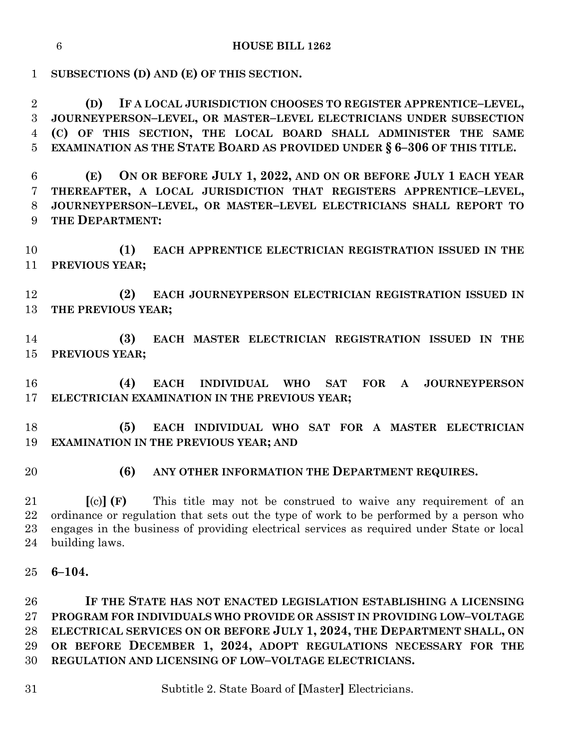**SUBSECTIONS (D) AND (E) OF THIS SECTION.**

**(D) IF A LOCAL JURISDICTION CHOOSES TO REGISTER APPRENTICE–LEVEL, JOURNEYPERSON–LEVEL, OR MASTER–LEVEL ELECTRICIANS UNDER SUBSECTION (C) OF THIS SECTION, THE LOCAL BOARD SHALL ADMINISTER THE SAME EXAMINATION AS THE STATE BOARD AS PROVIDED UNDER § 6–306 OF THIS TITLE.**

**(E) ON OR BEFORE JULY 1, 2022, AND ON OR BEFORE JULY 1 EACH YEAR THEREAFTER, A LOCAL JURISDICTION THAT REGISTERS APPRENTICE–LEVEL, JOURNEYPERSON–LEVEL, OR MASTER–LEVEL ELECTRICIANS SHALL REPORT TO THE DEPARTMENT:**

**(1) EACH APPRENTICE ELECTRICIAN REGISTRATION ISSUED IN THE PREVIOUS YEAR;**

**(2) EACH JOURNEYPERSON ELECTRICIAN REGISTRATION ISSUED IN THE PREVIOUS YEAR;**

**(3) EACH MASTER ELECTRICIAN REGISTRATION ISSUED IN THE PREVIOUS YEAR;**

**(4) EACH INDIVIDUAL WHO SAT FOR A JOURNEYPERSON ELECTRICIAN EXAMINATION IN THE PREVIOUS YEAR;**

**(5) EACH INDIVIDUAL WHO SAT FOR A MASTER ELECTRICIAN EXAMINATION IN THE PREVIOUS YEAR; AND**

**(6) ANY OTHER INFORMATION THE DEPARTMENT REQUIRES.**

**[**(c)**] (F)** This title may not be construed to waive any requirement of an ordinance or regulation that sets out the type of work to be performed by a person who engages in the business of providing electrical services as required under State or local building laws.

**6–104.**

**IF THE STATE HAS NOT ENACTED LEGISLATION ESTABLISHING A LICENSING PROGRAM FOR INDIVIDUALS WHO PROVIDE OR ASSIST IN PROVIDING LOW–VOLTAGE ELECTRICAL SERVICES ON OR BEFORE JULY 1, 2024, THE DEPARTMENT SHALL, ON OR BEFORE DECEMBER 1, 2024, ADOPT REGULATIONS NECESSARY FOR THE REGULATION AND LICENSING OF LOW–VOLTAGE ELECTRICIANS.**

Subtitle 2. State Board of **[**Master**]** Electricians.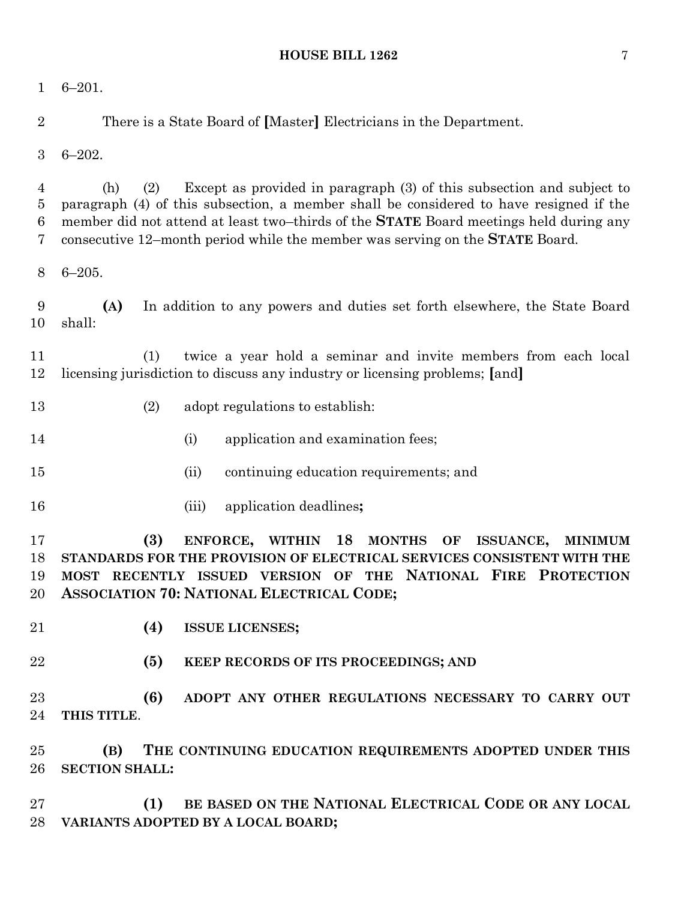6–201.

There is a State Board of [Master] Electricians in the Department.

6–202.

(h) (2) Except as provided in paragraph (3) of this subsection and subject to paragraph (4) of this subsection, a member shall be considered to have resigned if the member did not attend at least two–thirds of the **STATE** Board meetings held during any consecutive 12–month period while the member was serving on the **STATE** Board.

6–205.

**(A)** In addition to any powers and duties set forth elsewhere, the State Board shall:

(1) twice a year hold a seminar and invite members from each local licensing jurisdiction to discuss any industry or licensing problems; [and]

(2) adopt regulations to establish:

(i) application and examination fees;

(ii) continuing education requirements; and

(iii) application deadlines**;**

**(3) ENFORCE, WITHIN 18 MONTHS OF ISSUANCE, MINIMUM STANDARDS FOR THE PROVISION OF ELECTRICAL SERVICES CONSISTENT WITH THE MOST RECENTLY ISSUED VERSION OF THE NATIONAL FIRE PROTECTION ASSOCIATION 70: NATIONAL ELECTRICAL CODE;**

**(4) ISSUE LICENSES;**

**(5) KEEP RECORDS OF ITS PROCEEDINGS; AND**

**(6) ADOPT ANY OTHER REGULATIONS NECESSARY TO CARRY OUT THIS TITLE**.

**(B) THE CONTINUING EDUCATION REQUIREMENTS ADOPTED UNDER THIS SECTION SHALL:**

**(1) BE BASED ON THE NATIONAL ELECTRICAL CODE OR ANY LOCAL VARIANTS ADOPTED BY A LOCAL BOARD;**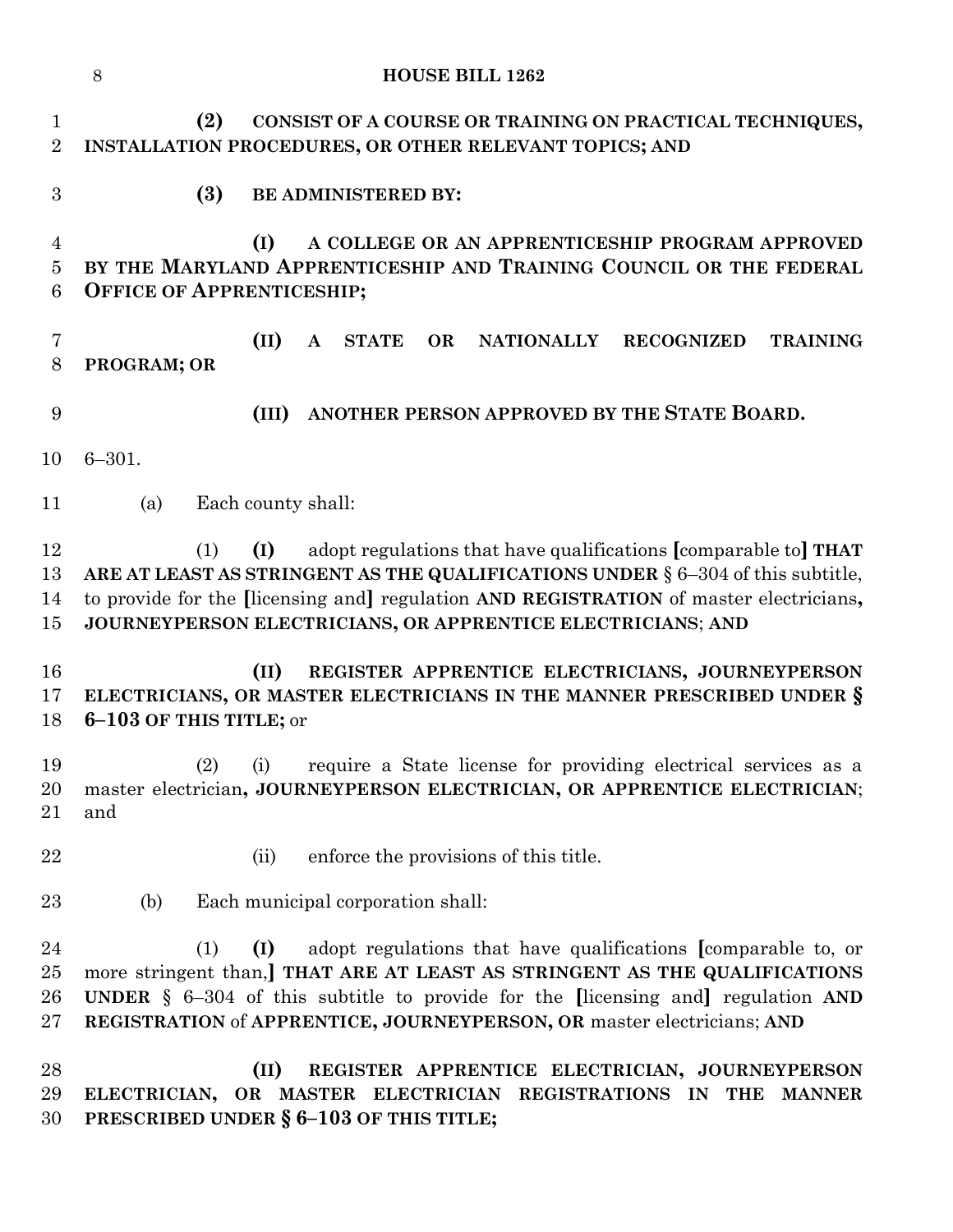**(2) CONSIST OF A COURSE OR TRAINING ON PRACTICAL TECHNIQUES, INSTALLATION PROCEDURES, OR OTHER RELEVANT TOPICS; AND**

**(3) BE ADMINISTERED BY:**

**(I) A COLLEGE OR AN APPRENTICESHIP PROGRAM APPROVED BY THE MARYLAND APPRENTICESHIP AND TRAINING COUNCIL OR THE FEDERAL OFFICE OF APPRENTICESHIP;**

**(II) A STATE OR NATIONALLY RECOGNIZED TRAINING PROGRAM; OR**

**(III) ANOTHER PERSON APPROVED BY THE STATE BOARD.**

6–301.

(a) Each county shall:

(1) **(I)** adopt regulations that have qualifications **[**comparable to**] THAT ARE AT LEAST AS STRINGENT AS THE QUALIFICATIONS UNDER** § 6–304 of this subtitle, to provide for the **[**licensing and**]** regulation **AND REGISTRATION** of master electricians**, JOURNEYPERSON ELECTRICIANS, OR APPRENTICE ELECTRICIANS**; **AND**

**(II) REGISTER APPRENTICE ELECTRICIANS, JOURNEYPERSON ELECTRICIANS, OR MASTER ELECTRICIANS IN THE MANNER PRESCRIBED UNDER § 6–103 OF THIS TITLE;** or

(2) (i) require a State license for providing electrical services as a master electrician**, JOURNEYPERSON ELECTRICIAN, OR APPRENTICE ELECTRICIAN**; and

(ii) enforce the provisions of this title.

(b) Each municipal corporation shall:

(1) **(I)** adopt regulations that have qualifications **[**comparable to, or more stringent than,**] THAT ARE AT LEAST AS STRINGENT AS THE QUALIFICATIONS UNDER** § 6–304 of this subtitle to provide for the **[**licensing and**]** regulation **AND REGISTRATION** of **APPRENTICE, JOURNEYPERSON, OR** master electricians; **AND**

**(II) REGISTER APPRENTICE ELECTRICIAN, JOURNEYPERSON ELECTRICIAN, OR MASTER ELECTRICIAN REGISTRATIONS IN THE MANNER PRESCRIBED UNDER § 6–103 OF THIS TITLE;**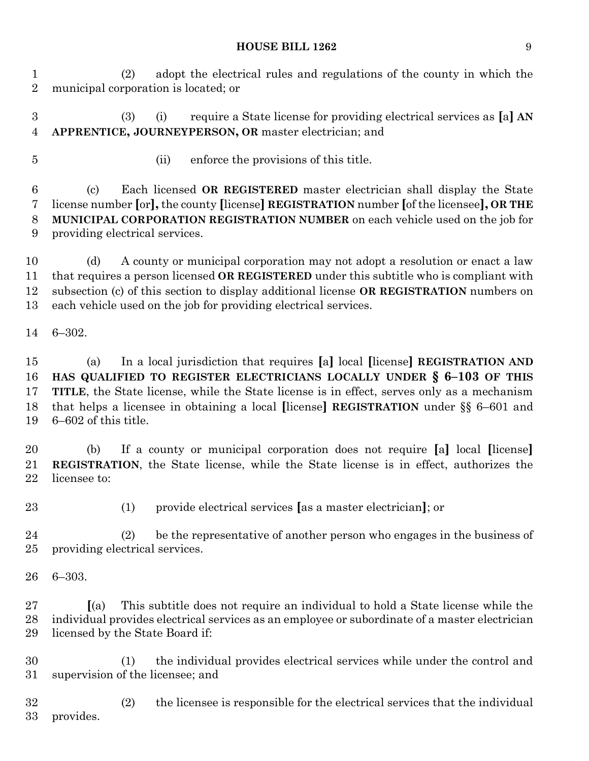(2) adopt the electrical rules and regulations of the county in which the municipal corporation is located; or

(3) (i) require a State license for providing electrical services as [a] **AN APPRENTICE, JOURNEYPERSON, OR** master electrician; and

(ii) enforce the provisions of this title.

(c) Each licensed **OR REGISTERED** master electrician shall display the State license number [or]**,** the county [license] **REGISTRATION** number [of the licensee]**, OR THE MUNICIPAL CORPORATION REGISTRATION NUMBER** on each vehicle used on the job for providing electrical services.

(d) A county or municipal corporation may not adopt a resolution or enact a law that requires a person licensed **OR REGISTERED** under this subtitle who is compliant with subsection (c) of this section to display additional license **OR REGISTRATION** numbers on each vehicle used on the job for providing electrical services.

6–302.

(a) In a local jurisdiction that requires [a] local [license] **REGISTRATION AND HAS QUALIFIED TO REGISTER ELECTRICIANS LOCALLY UNDER § 6–103 OF THIS TITLE**, the State license, while the State license is in effect, serves only as a mechanism that helps a licensee in obtaining a local [license] **REGISTRATION** under §§ 6–601 and 6–602 of this title.

(b) If a county or municipal corporation does not require [a] local [license] **REGISTRATION**, the State license, while the State license is in effect, authorizes the licensee to:

(1) provide electrical services [as a master electrician]; or

(2) be the representative of another person who engages in the business of providing electrical services.

6–303.

[(a) This subtitle does not require an individual to hold a State license while the individual provides electrical services as an employee or subordinate of a master electrician licensed by the State Board if:

(1) the individual provides electrical services while under the control and supervision of the licensee; and

(2) the licensee is responsible for the electrical services that the individual provides.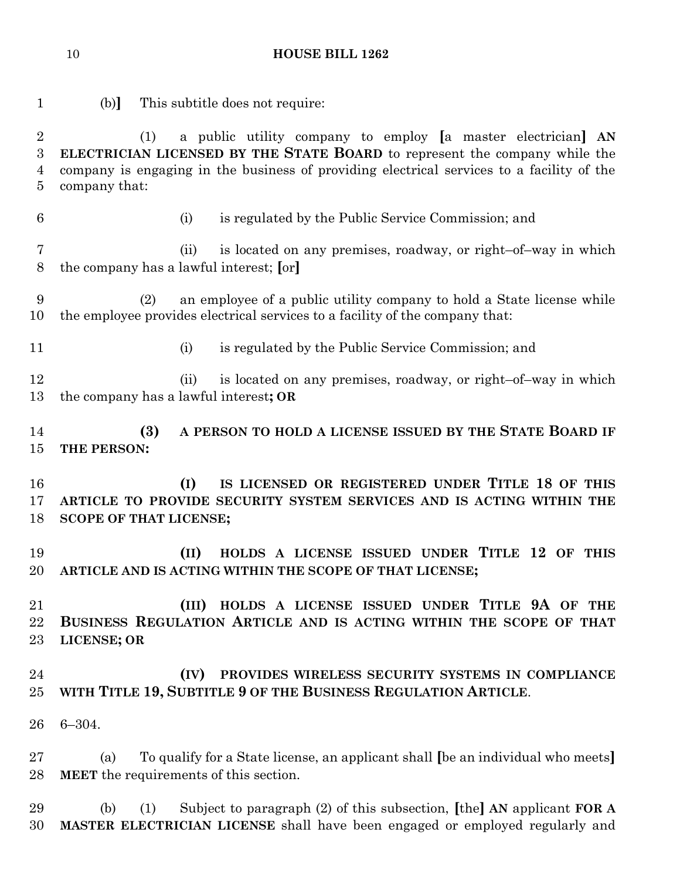(b)] This subtitle does not require:

(1) a public utility company to employ [a master electrician] **AN ELECTRICIAN LICENSED BY THE STATE BOARD** to represent the company while the company is engaging in the business of providing electrical services to a facility of the company that:

(i) is regulated by the Public Service Commission; and

(ii) is located on any premises, roadway, or right–of–way in which the company has a lawful interest; [or]

(2) an employee of a public utility company to hold a State license while the employee provides electrical services to a facility of the company that:

(i) is regulated by the Public Service Commission; and

(ii) is located on any premises, roadway, or right–of–way in which the company has a lawful interest**; OR**

**(3) A PERSON TO HOLD A LICENSE ISSUED BY THE STATE BOARD IF THE PERSON:**

**(I) IS LICENSED OR REGISTERED UNDER TITLE 18 OF THIS ARTICLE TO PROVIDE SECURITY SYSTEM SERVICES AND IS ACTING WITHIN THE SCOPE OF THAT LICENSE;**

**(II) HOLDS A LICENSE ISSUED UNDER TITLE 12 OF THIS ARTICLE AND IS ACTING WITHIN THE SCOPE OF THAT LICENSE;**

**(III) HOLDS A LICENSE ISSUED UNDER TITLE 9A OF THE BUSINESS REGULATION ARTICLE AND IS ACTING WITHIN THE SCOPE OF THAT LICENSE; OR**

**(IV) PROVIDES WIRELESS SECURITY SYSTEMS IN COMPLIANCE WITH TITLE 19, SUBTITLE 9 OF THE BUSINESS REGULATION ARTICLE**.

6–304.

(a) To qualify for a State license, an applicant shall [be an individual who meets] **MEET** the requirements of this section.

(b) (1) Subject to paragraph (2) of this subsection, [the] **AN** applicant **FOR A MASTER ELECTRICIAN LICENSE** shall have been engaged or employed regularly and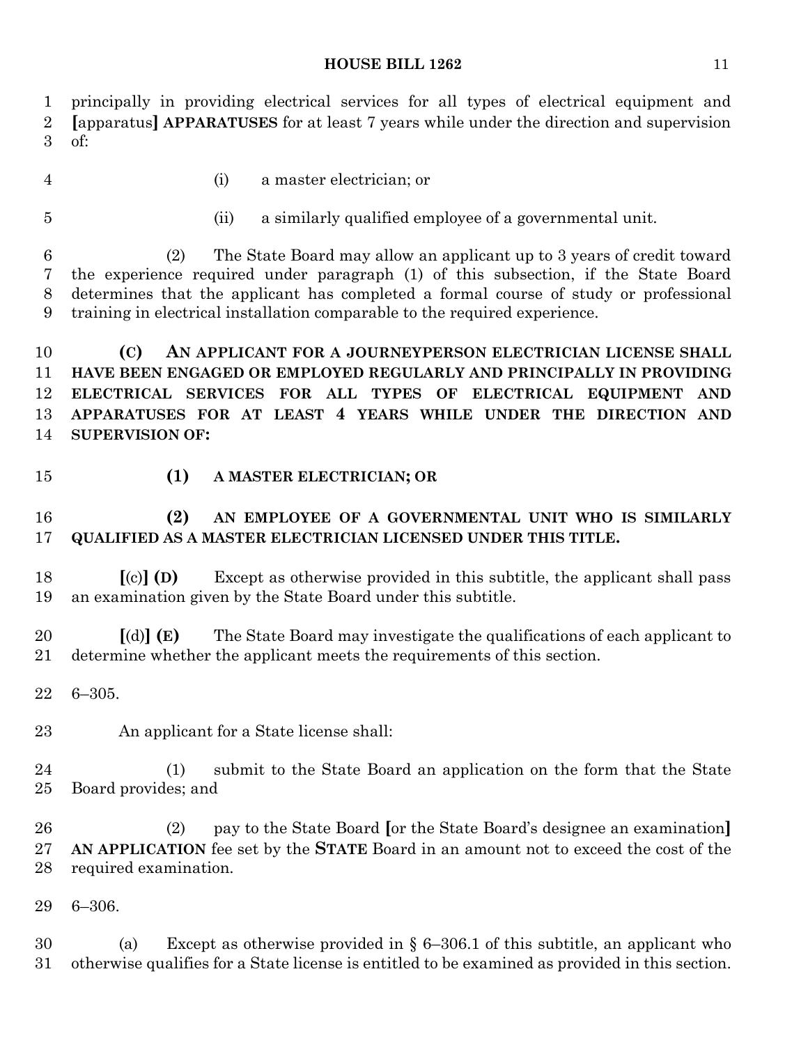principally in providing electrical services for all types of electrical equipment and [apparatus] **APPARATUSES** for at least 7 years while under the direction and supervision of:

(i) a master electrician; or

(ii) a similarly qualified employee of a governmental unit.

(2) The State Board may allow an applicant up to 3 years of credit toward the experience required under paragraph (1) of this subsection, if the State Board determines that the applicant has completed a formal course of study or professional training in electrical installation comparable to the required experience.

**(C) AN APPLICANT FOR A JOURNEYPERSON ELECTRICIAN LICENSE SHALL HAVE BEEN ENGAGED OR EMPLOYED REGULARLY AND PRINCIPALLY IN PROVIDING ELECTRICAL SERVICES FOR ALL TYPES OF ELECTRICAL EQUIPMENT AND APPARATUSES FOR AT LEAST 4 YEARS WHILE UNDER THE DIRECTION AND SUPERVISION OF:**

**(1) A MASTER ELECTRICIAN; OR**

**(2) AN EMPLOYEE OF A GOVERNMENTAL UNIT WHO IS SIMILARLY QUALIFIED AS A MASTER ELECTRICIAN LICENSED UNDER THIS TITLE.**

[(c)] **(D)** Except as otherwise provided in this subtitle, the applicant shall pass an examination given by the State Board under this subtitle.

[(d)] **(E)** The State Board may investigate the qualifications of each applicant to determine whether the applicant meets the requirements of this section.

6–305.

An applicant for a State license shall:

(1) submit to the State Board an application on the form that the State Board provides; and

(2) pay to the State Board [or the State Board's designee an examination] **AN APPLICATION** fee set by the **STATE** Board in an amount not to exceed the cost of the required examination.

6–306.

(a) Except as otherwise provided in § 6–306.1 of this subtitle, an applicant who otherwise qualifies for a State license is entitled to be examined as provided in this section.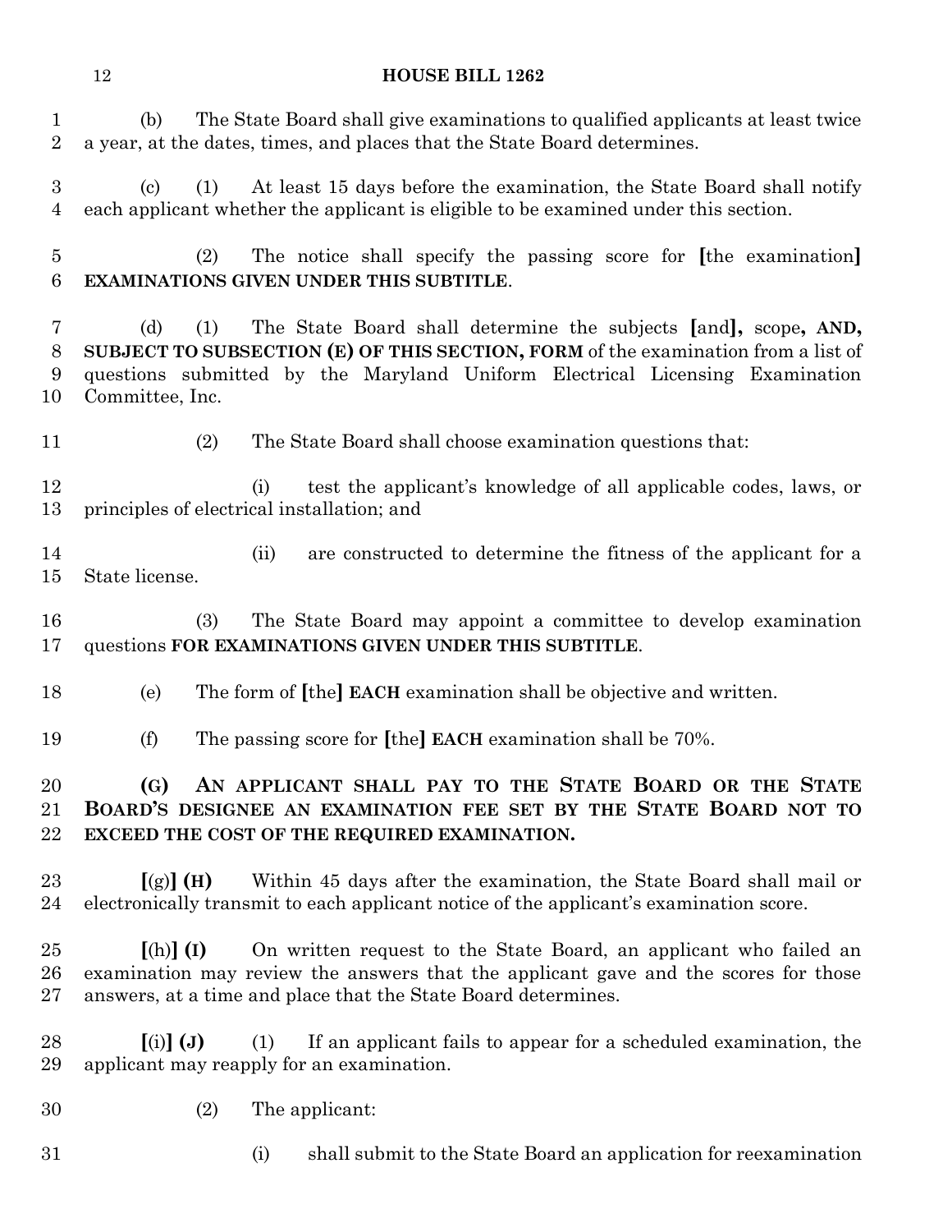(b) The State Board shall give examinations to qualified applicants at least twice a year, at the dates, times, and places that the State Board determines.

(c) (1) At least 15 days before the examination, the State Board shall notify each applicant whether the applicant is eligible to be examined under this section.

(2) The notice shall specify the passing score for [the examination] **EXAMINATIONS GIVEN UNDER THIS SUBTITLE**.

(d) (1) The State Board shall determine the subjects [and]**,** scope**, AND, SUBJECT TO SUBSECTION (E) OF THIS SECTION, FORM** of the examination from a list of questions submitted by the Maryland Uniform Electrical Licensing Examination Committee, Inc.

(2) The State Board shall choose examination questions that:

(i) test the applicant's knowledge of all applicable codes, laws, or principles of electrical installation; and

(ii) are constructed to determine the fitness of the applicant for a State license.

(3) The State Board may appoint a committee to develop examination questions **FOR EXAMINATIONS GIVEN UNDER THIS SUBTITLE**.

(e) The form of [the] **EACH** examination shall be objective and written.

(f) The passing score for [the] **EACH** examination shall be 70%.

**(G) AN APPLICANT SHALL PAY TO THE STATE BOARD OR THE STATE BOARD'S DESIGNEE AN EXAMINATION FEE SET BY THE STATE BOARD NOT TO EXCEED THE COST OF THE REQUIRED EXAMINATION.**

[(g)] **(H)** Within 45 days after the examination, the State Board shall mail or electronically transmit to each applicant notice of the applicant's examination score.

[(h)] **(I)** On written request to the State Board, an applicant who failed an examination may review the answers that the applicant gave and the scores for those answers, at a time and place that the State Board determines.

[(i)] **(J)** (1) If an applicant fails to appear for a scheduled examination, the applicant may reapply for an examination.

(2) The applicant:

(i) shall submit to the State Board an application for reexamination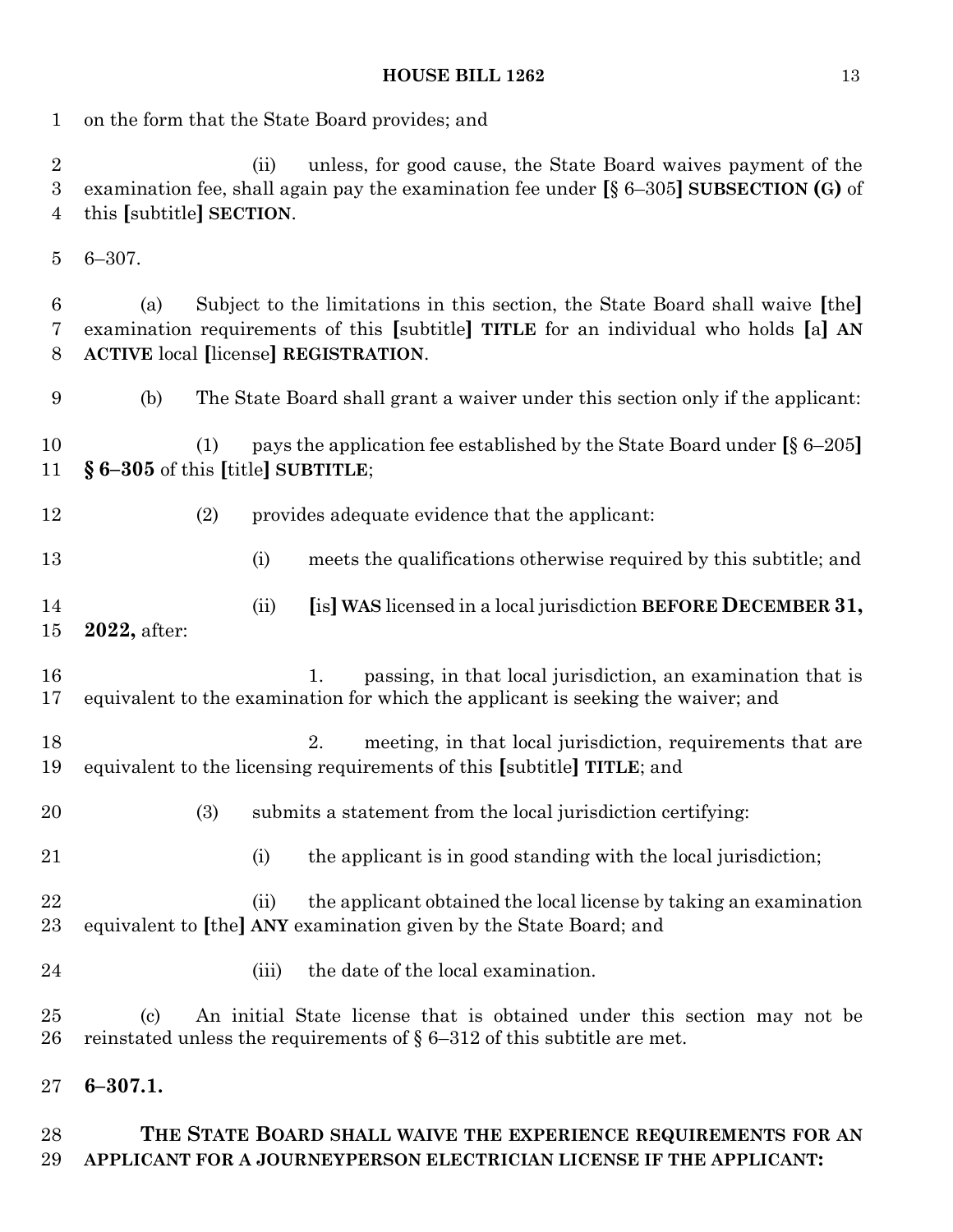on the form that the State Board provides; and

(ii) unless, for good cause, the State Board waives payment of the examination fee, shall again pay the examination fee under [§ 6–305] **SUBSECTION (G)** of this [subtitle] **SECTION**.

6–307.

(a) Subject to the limitations in this section, the State Board shall waive [the] examination requirements of this [subtitle] **TITLE** for an individual who holds [a] **AN ACTIVE** local [license] **REGISTRATION**.

(b) The State Board shall grant a waiver under this section only if the applicant:

(1) pays the application fee established by the State Board under [§ 6–205] **§ 6–305** of this [title] **SUBTITLE**;

(2) provides adequate evidence that the applicant:

(i) meets the qualifications otherwise required by this subtitle; and

(ii) [is] **WAS** licensed in a local jurisdiction **BEFORE DECEMBER 31, 2022,** after:

1. passing, in that local jurisdiction, an examination that is equivalent to the examination for which the applicant is seeking the waiver; and

2. meeting, in that local jurisdiction, requirements that are equivalent to the licensing requirements of this [subtitle] **TITLE**; and

(3) submits a statement from the local jurisdiction certifying:

(i) the applicant is in good standing with the local jurisdiction;

(ii) the applicant obtained the local license by taking an examination equivalent to [the] **ANY** examination given by the State Board; and

(iii) the date of the local examination.

(c) An initial State license that is obtained under this section may not be reinstated unless the requirements of § 6–312 of this subtitle are met.

**6–307.1.**

**THE STATE BOARD SHALL WAIVE THE EXPERIENCE REQUIREMENTS FOR AN APPLICANT FOR A JOURNEYPERSON ELECTRICIAN LICENSE IF THE APPLICANT:**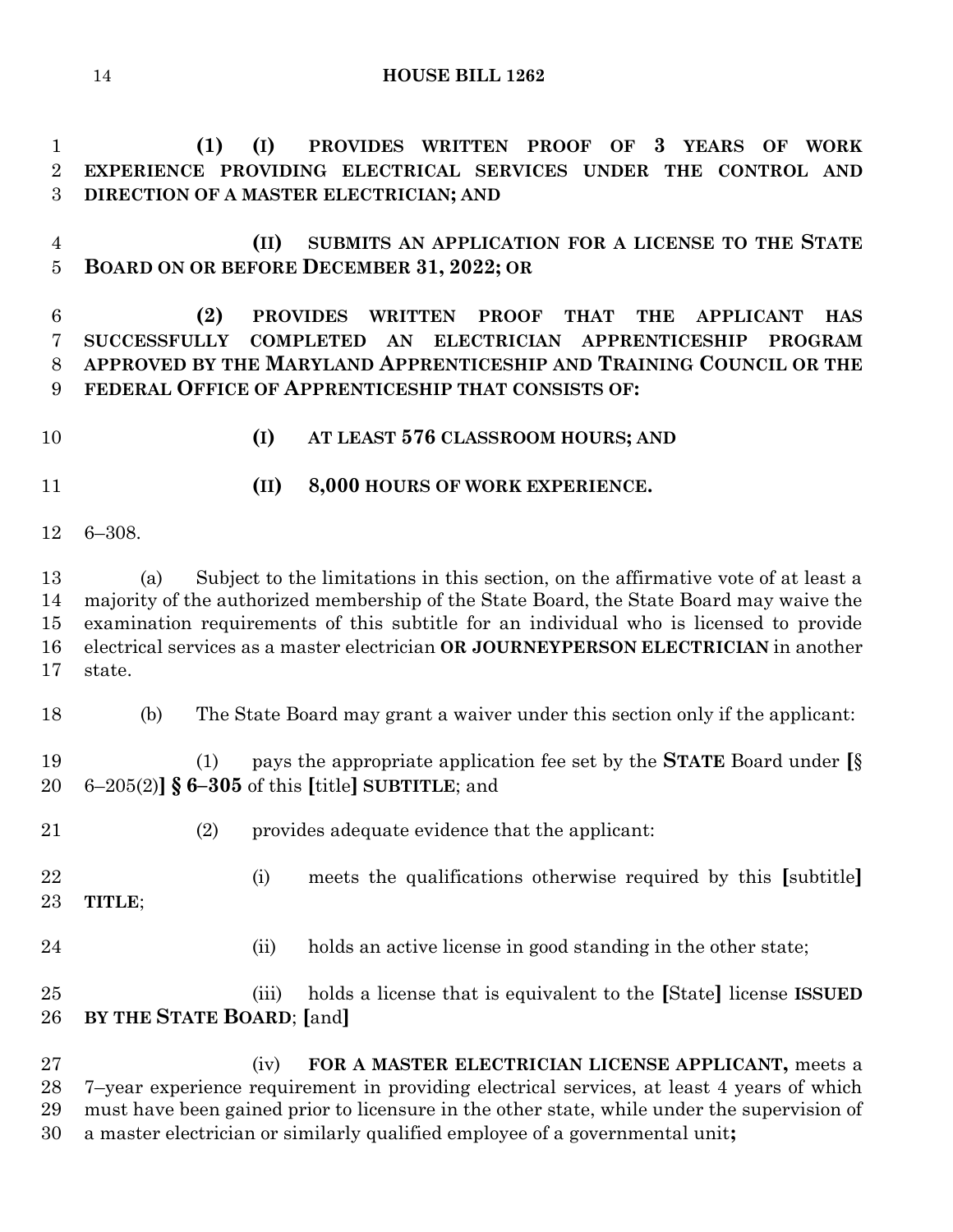**(1) (I) PROVIDES WRITTEN PROOF OF 3 YEARS OF WORK EXPERIENCE PROVIDING ELECTRICAL SERVICES UNDER THE CONTROL AND DIRECTION OF A MASTER ELECTRICIAN; AND**

**(II) SUBMITS AN APPLICATION FOR A LICENSE TO THE STATE BOARD ON OR BEFORE DECEMBER 31, 2022; OR**

**(2) PROVIDES WRITTEN PROOF THAT THE APPLICANT HAS SUCCESSFULLY COMPLETED AN ELECTRICIAN APPRENTICESHIP PROGRAM APPROVED BY THE MARYLAND APPRENTICESHIP AND TRAINING COUNCIL OR THE FEDERAL OFFICE OF APPRENTICESHIP THAT CONSISTS OF:**

**(I) AT LEAST 576 CLASSROOM HOURS; AND**

**(II) 8,000 HOURS OF WORK EXPERIENCE.**

6–308.

(a) Subject to the limitations in this section, on the affirmative vote of at least a majority of the authorized membership of the State Board, the State Board may waive the examination requirements of this subtitle for an individual who is licensed to provide electrical services as a master electrician **OR JOURNEYPERSON ELECTRICIAN** in another state.

(b) The State Board may grant a waiver under this section only if the applicant:

(1) pays the appropriate application fee set by the **STATE** Board under **[**§ 6–205(2)**] § 6–305** of this **[**title**] SUBTITLE**; and

(2) provides adequate evidence that the applicant:

(i) meets the qualifications otherwise required by this **[**subtitle**] TITLE**;

(ii) holds an active license in good standing in the other state;

(iii) holds a license that is equivalent to the **[**State**]** license **ISSUED BY THE STATE BOARD**; **[**and**]**

(iv) **FOR A MASTER ELECTRICIAN LICENSE APPLICANT,** meets a 7–year experience requirement in providing electrical services, at least 4 years of which must have been gained prior to licensure in the other state, while under the supervision of a master electrician or similarly qualified employee of a governmental unit**;**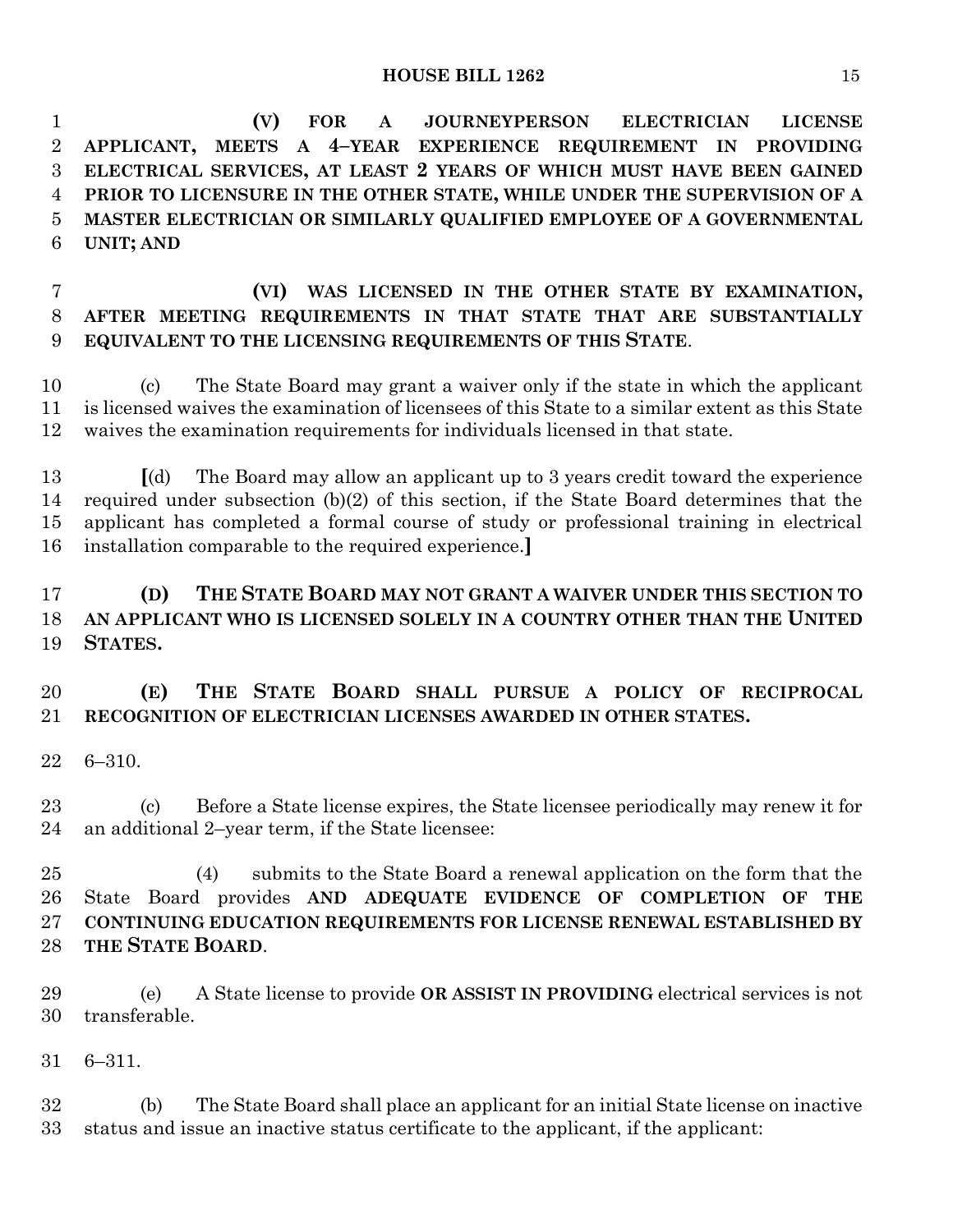**(V) FOR A JOURNEYPERSON ELECTRICIAN LICENSE APPLICANT, MEETS A 4–YEAR EXPERIENCE REQUIREMENT IN PROVIDING ELECTRICAL SERVICES, AT LEAST 2 YEARS OF WHICH MUST HAVE BEEN GAINED PRIOR TO LICENSURE IN THE OTHER STATE, WHILE UNDER THE SUPERVISION OF A MASTER ELECTRICIAN OR SIMILARLY QUALIFIED EMPLOYEE OF A GOVERNMENTAL UNIT; AND**

**(VI) WAS LICENSED IN THE OTHER STATE BY EXAMINATION, AFTER MEETING REQUIREMENTS IN THAT STATE THAT ARE SUBSTANTIALLY EQUIVALENT TO THE LICENSING REQUIREMENTS OF THIS STATE**.

(c) The State Board may grant a waiver only if the state in which the applicant is licensed waives the examination of licensees of this State to a similar extent as this State waives the examination requirements for individuals licensed in that state.

**[**(d) The Board may allow an applicant up to 3 years credit toward the experience required under subsection (b)(2) of this section, if the State Board determines that the applicant has completed a formal course of study or professional training in electrical installation comparable to the required experience.**]**

**(D) THE STATE BOARD MAY NOT GRANT A WAIVER UNDER THIS SECTION TO AN APPLICANT WHO IS LICENSED SOLELY IN A COUNTRY OTHER THAN THE UNITED STATES.**

**(E) THE STATE BOARD SHALL PURSUE A POLICY OF RECIPROCAL RECOGNITION OF ELECTRICIAN LICENSES AWARDED IN OTHER STATES.**

6–310.

(c) Before a State license expires, the State licensee periodically may renew it for an additional 2–year term, if the State licensee:

(4) submits to the State Board a renewal application on the form that the State Board provides **AND ADEQUATE EVIDENCE OF COMPLETION OF THE CONTINUING EDUCATION REQUIREMENTS FOR LICENSE RENEWAL ESTABLISHED BY THE STATE BOARD**.

(e) A State license to provide **OR ASSIST IN PROVIDING** electrical services is not transferable.

6–311.

(b) The State Board shall place an applicant for an initial State license on inactive status and issue an inactive status certificate to the applicant, if the applicant: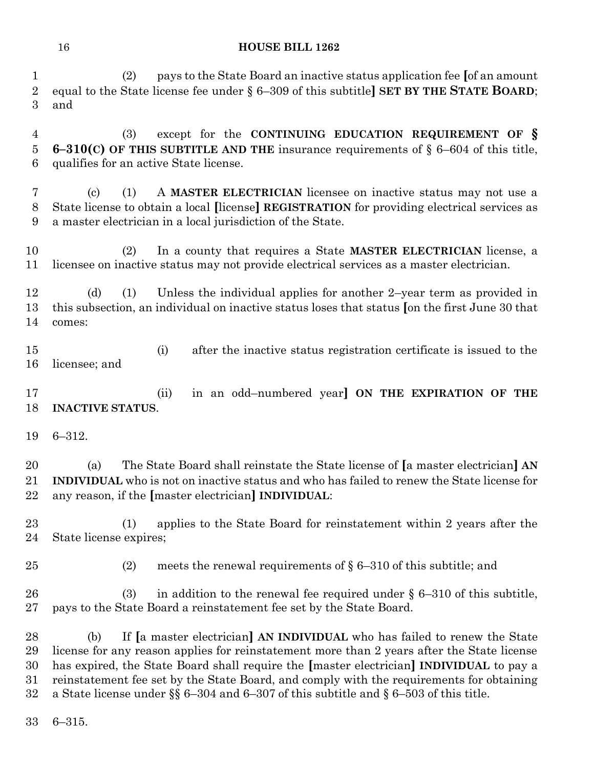(2) pays to the State Board an inactive status application fee [of an amount equal to the State license fee under § 6–309 of this subtitle] **SET BY THE STATE BOARD**; and

(3) except for the **CONTINUING EDUCATION REQUIREMENT OF § 6–310(C) OF THIS SUBTITLE AND THE** insurance requirements of § 6–604 of this title, qualifies for an active State license.

(c) (1) A **MASTER ELECTRICIAN** licensee on inactive status may not use a State license to obtain a local [license] **REGISTRATION** for providing electrical services as a master electrician in a local jurisdiction of the State.

(2) In a county that requires a State **MASTER ELECTRICIAN** license, a licensee on inactive status may not provide electrical services as a master electrician.

(d) (1) Unless the individual applies for another 2–year term as provided in this subsection, an individual on inactive status loses that status [on the first June 30 that comes:

(i) after the inactive status registration certificate is issued to the licensee; and

(ii) in an odd–numbered year] **ON THE EXPIRATION OF THE INACTIVE STATUS**.

6–312.

(a) The State Board shall reinstate the State license of [a master electrician] **AN INDIVIDUAL** who is not on inactive status and who has failed to renew the State license for any reason, if the [master electrician] **INDIVIDUAL**:

(1) applies to the State Board for reinstatement within 2 years after the State license expires;

(2) meets the renewal requirements of § 6–310 of this subtitle; and

(3) in addition to the renewal fee required under § 6–310 of this subtitle, pays to the State Board a reinstatement fee set by the State Board.

(b) If [a master electrician] **AN INDIVIDUAL** who has failed to renew the State license for any reason applies for reinstatement more than 2 years after the State license has expired, the State Board shall require the [master electrician] **INDIVIDUAL** to pay a reinstatement fee set by the State Board, and comply with the requirements for obtaining a State license under §§ 6–304 and 6–307 of this subtitle and § 6–503 of this title.

6–315.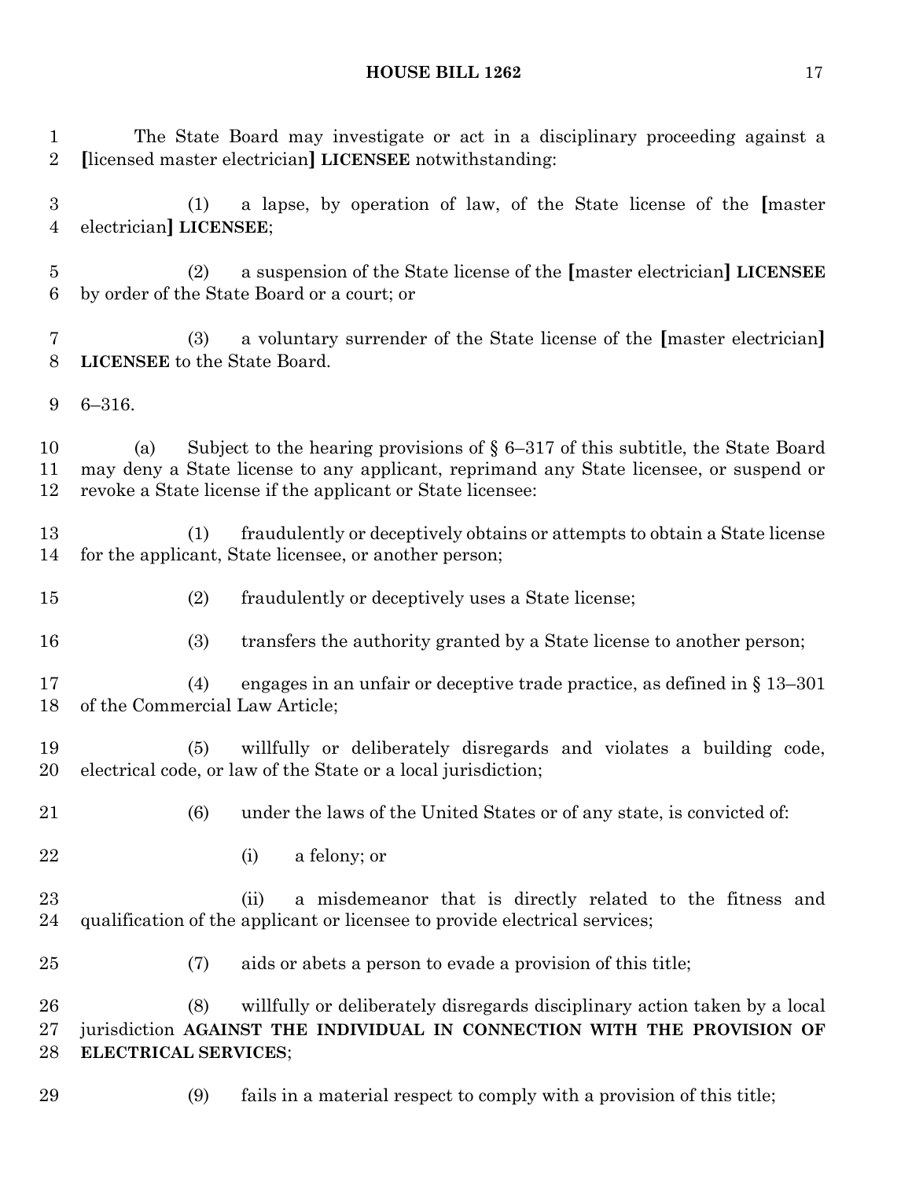The State Board may investigate or act in a disciplinary proceeding against a [licensed master electrician] **LICENSEE** notwithstanding:

(1) a lapse, by operation of law, of the State license of the [master electrician] **LICENSEE**;

(2) a suspension of the State license of the [master electrician] **LICENSEE** by order of the State Board or a court; or

(3) a voluntary surrender of the State license of the [master electrician] **LICENSEE** to the State Board.

6–316.

(a) Subject to the hearing provisions of § 6–317 of this subtitle, the State Board may deny a State license to any applicant, reprimand any State licensee, or suspend or revoke a State license if the applicant or State licensee:

(1) fraudulently or deceptively obtains or attempts to obtain a State license for the applicant, State licensee, or another person;

(2) fraudulently or deceptively uses a State license;

(3) transfers the authority granted by a State license to another person;

(4) engages in an unfair or deceptive trade practice, as defined in § 13–301 of the Commercial Law Article;

(5) willfully or deliberately disregards and violates a building code, electrical code, or law of the State or a local jurisdiction;

(6) under the laws of the United States or of any state, is convicted of:

(i) a felony; or

(ii) a misdemeanor that is directly related to the fitness and qualification of the applicant or licensee to provide electrical services;

(7) aids or abets a person to evade a provision of this title;

(8) willfully or deliberately disregards disciplinary action taken by a local jurisdiction **AGAINST THE INDIVIDUAL IN CONNECTION WITH THE PROVISION OF ELECTRICAL SERVICES**;

(9) fails in a material respect to comply with a provision of this title;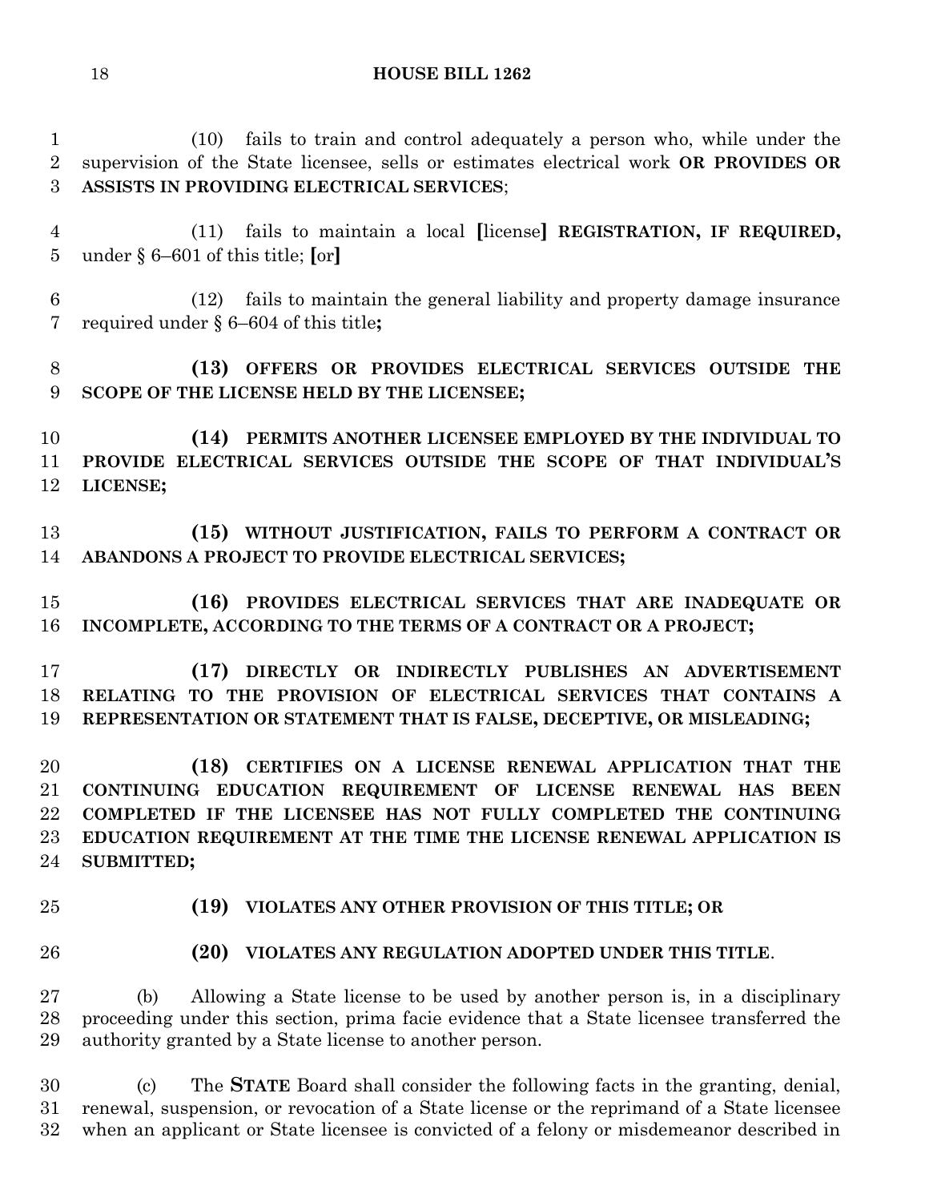(10) fails to train and control adequately a person who, while under the supervision of the State licensee, sells or estimates electrical work **OR PROVIDES OR ASSISTS IN PROVIDING ELECTRICAL SERVICES**;

(11) fails to maintain a local **[**license**]** **REGISTRATION, IF REQUIRED,** under § 6–601 of this title; **[**or**]**

(12) fails to maintain the general liability and property damage insurance required under § 6–604 of this title**;**

**(13) OFFERS OR PROVIDES ELECTRICAL SERVICES OUTSIDE THE SCOPE OF THE LICENSE HELD BY THE LICENSEE;**

**(14) PERMITS ANOTHER LICENSEE EMPLOYED BY THE INDIVIDUAL TO PROVIDE ELECTRICAL SERVICES OUTSIDE THE SCOPE OF THAT INDIVIDUAL'S LICENSE;**

**(15) WITHOUT JUSTIFICATION, FAILS TO PERFORM A CONTRACT OR ABANDONS A PROJECT TO PROVIDE ELECTRICAL SERVICES;**

**(16) PROVIDES ELECTRICAL SERVICES THAT ARE INADEQUATE OR INCOMPLETE, ACCORDING TO THE TERMS OF A CONTRACT OR A PROJECT;**

**(17) DIRECTLY OR INDIRECTLY PUBLISHES AN ADVERTISEMENT RELATING TO THE PROVISION OF ELECTRICAL SERVICES THAT CONTAINS A REPRESENTATION OR STATEMENT THAT IS FALSE, DECEPTIVE, OR MISLEADING;**

**(18) CERTIFIES ON A LICENSE RENEWAL APPLICATION THAT THE CONTINUING EDUCATION REQUIREMENT OF LICENSE RENEWAL HAS BEEN COMPLETED IF THE LICENSEE HAS NOT FULLY COMPLETED THE CONTINUING EDUCATION REQUIREMENT AT THE TIME THE LICENSE RENEWAL APPLICATION IS SUBMITTED;**

**(19) VIOLATES ANY OTHER PROVISION OF THIS TITLE; OR**

**(20) VIOLATES ANY REGULATION ADOPTED UNDER THIS TITLE**.

(b) Allowing a State license to be used by another person is, in a disciplinary proceeding under this section, prima facie evidence that a State licensee transferred the authority granted by a State license to another person.

(c) The **STATE** Board shall consider the following facts in the granting, denial, renewal, suspension, or revocation of a State license or the reprimand of a State licensee when an applicant or State licensee is convicted of a felony or misdemeanor described in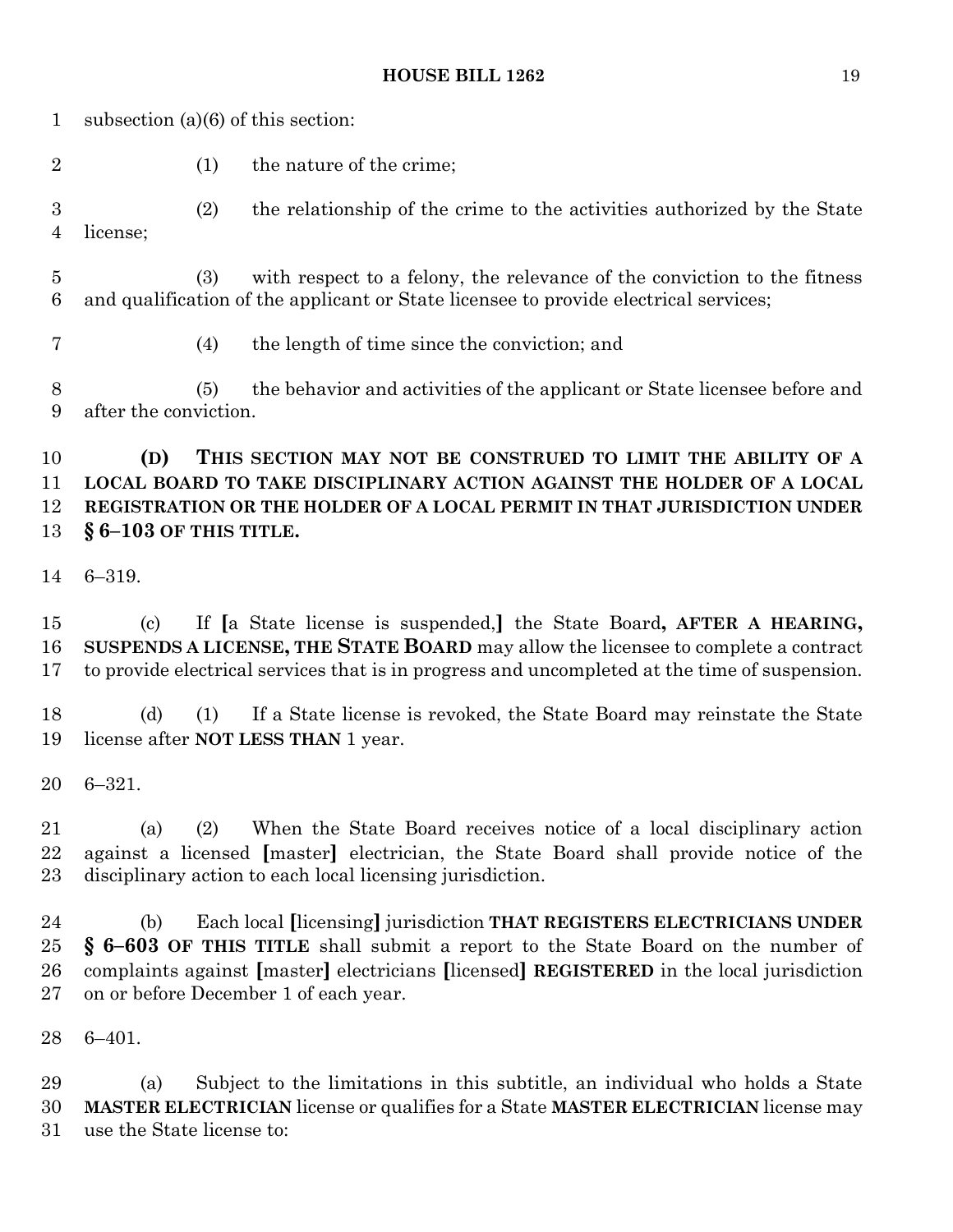subsection (a)(6) of this section:

(1) the nature of the crime;

(2) the relationship of the crime to the activities authorized by the State license;

(3) with respect to a felony, the relevance of the conviction to the fitness and qualification of the applicant or State licensee to provide electrical services;

(4) the length of time since the conviction; and

(5) the behavior and activities of the applicant or State licensee before and after the conviction.

**(D) THIS SECTION MAY NOT BE CONSTRUED TO LIMIT THE ABILITY OF A LOCAL BOARD TO TAKE DISCIPLINARY ACTION AGAINST THE HOLDER OF A LOCAL REGISTRATION OR THE HOLDER OF A LOCAL PERMIT IN THAT JURISDICTION UNDER § 6–103 OF THIS TITLE.**

6–319.

(c) If **[**a State license is suspended,**]** the State Board**, AFTER A HEARING, SUSPENDS A LICENSE, THE STATE BOARD** may allow the licensee to complete a contract to provide electrical services that is in progress and uncompleted at the time of suspension.

(d) (1) If a State license is revoked, the State Board may reinstate the State license after **NOT LESS THAN** 1 year.

6–321.

(a) (2) When the State Board receives notice of a local disciplinary action against a licensed **[**master**]** electrician, the State Board shall provide notice of the disciplinary action to each local licensing jurisdiction.

(b) Each local **[**licensing**]** jurisdiction **THAT REGISTERS ELECTRICIANS UNDER § 6–603 OF THIS TITLE** shall submit a report to the State Board on the number of complaints against **[**master**]** electricians **[**licensed**]** **REGISTERED** in the local jurisdiction on or before December 1 of each year.

6–401.

(a) Subject to the limitations in this subtitle, an individual who holds a State **MASTER ELECTRICIAN** license or qualifies for a State **MASTER ELECTRICIAN** license may use the State license to: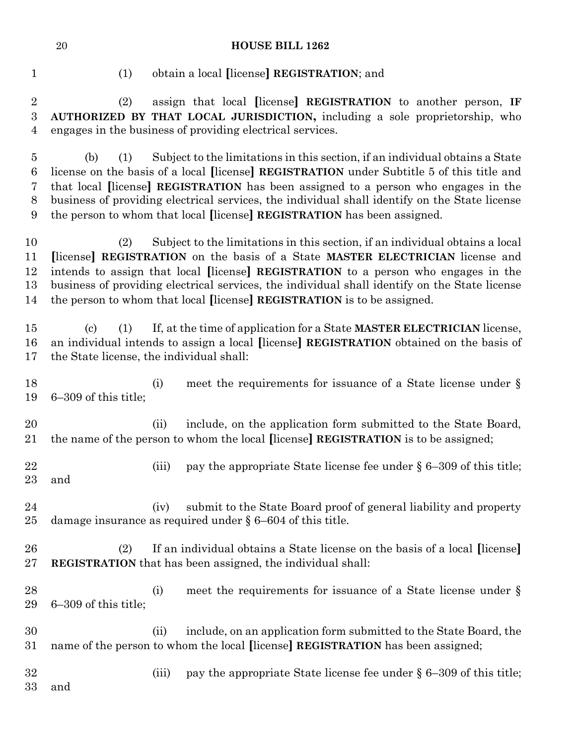(1) obtain a local [license] **REGISTRATION**; and

(2) assign that local [license] **REGISTRATION** to another person, **IF AUTHORIZED BY THAT LOCAL JURISDICTION,** including a sole proprietorship, who engages in the business of providing electrical services.

(b) (1) Subject to the limitations in this section, if an individual obtains a State license on the basis of a local [license] **REGISTRATION** under Subtitle 5 of this title and that local [license] **REGISTRATION** has been assigned to a person who engages in the business of providing electrical services, the individual shall identify on the State license the person to whom that local [license] **REGISTRATION** has been assigned.

(2) Subject to the limitations in this section, if an individual obtains a local [license] **REGISTRATION** on the basis of a State **MASTER ELECTRICIAN** license and intends to assign that local [license] **REGISTRATION** to a person who engages in the business of providing electrical services, the individual shall identify on the State license the person to whom that local [license] **REGISTRATION** is to be assigned.

(c) (1) If, at the time of application for a State **MASTER ELECTRICIAN** license, an individual intends to assign a local [license] **REGISTRATION** obtained on the basis of the State license, the individual shall:

(i) meet the requirements for issuance of a State license under § 6–309 of this title;

(ii) include, on the application form submitted to the State Board, the name of the person to whom the local [license] **REGISTRATION** is to be assigned;

(iii) pay the appropriate State license fee under § 6–309 of this title; and

(iv) submit to the State Board proof of general liability and property damage insurance as required under § 6–604 of this title.

(2) If an individual obtains a State license on the basis of a local [license] **REGISTRATION** that has been assigned, the individual shall:

(i) meet the requirements for issuance of a State license under § 6–309 of this title;

(ii) include, on an application form submitted to the State Board, the name of the person to whom the local [license] **REGISTRATION** has been assigned;

(iii) pay the appropriate State license fee under § 6–309 of this title; and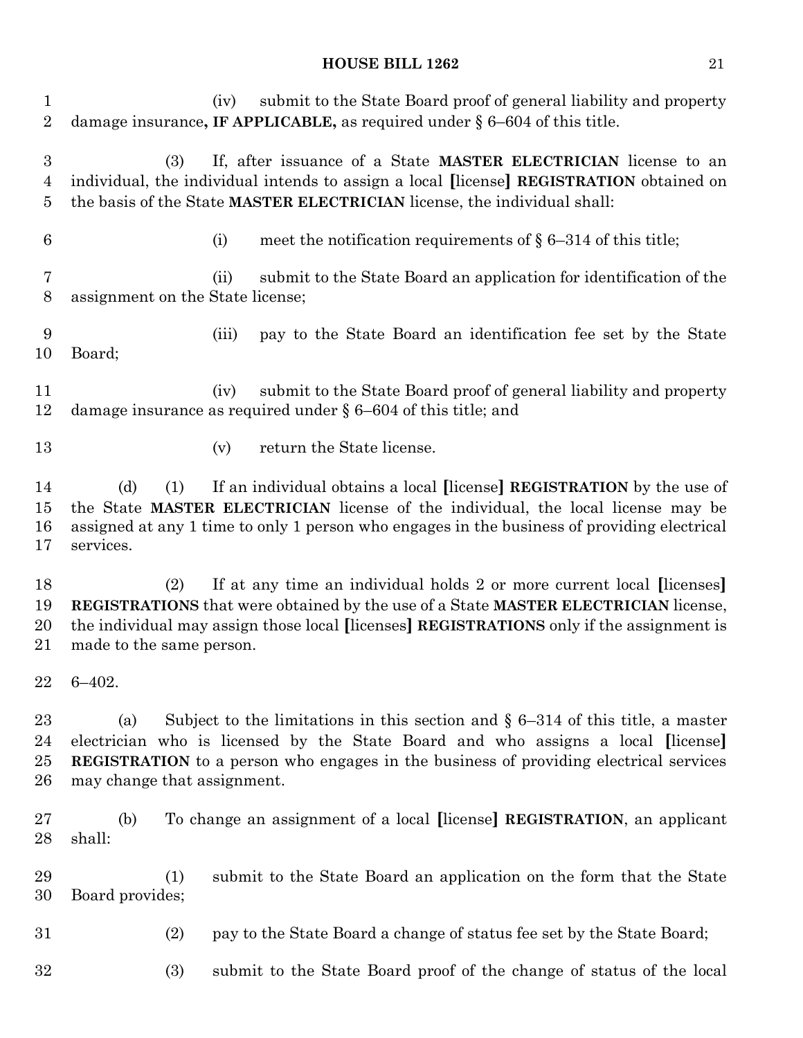(iv) submit to the State Board proof of general liability and property damage insurance**, IF APPLICABLE,** as required under § 6–604 of this title.

(3) If, after issuance of a State **MASTER ELECTRICIAN** license to an individual, the individual intends to assign a local **[**license**]** **REGISTRATION** obtained on the basis of the State **MASTER ELECTRICIAN** license, the individual shall:

(i) meet the notification requirements of § 6–314 of this title;

(ii) submit to the State Board an application for identification of the assignment on the State license;

(iii) pay to the State Board an identification fee set by the State Board;

(iv) submit to the State Board proof of general liability and property damage insurance as required under § 6–604 of this title; and

(v) return the State license.

(d) (1) If an individual obtains a local **[**license**]** **REGISTRATION** by the use of the State **MASTER ELECTRICIAN** license of the individual, the local license may be assigned at any 1 time to only 1 person who engages in the business of providing electrical services.

(2) If at any time an individual holds 2 or more current local **[**licenses**]** **REGISTRATIONS** that were obtained by the use of a State **MASTER ELECTRICIAN** license, the individual may assign those local **[**licenses**]** **REGISTRATIONS** only if the assignment is made to the same person.

6–402.

(a) Subject to the limitations in this section and § 6–314 of this title, a master electrician who is licensed by the State Board and who assigns a local **[**license**]** **REGISTRATION** to a person who engages in the business of providing electrical services may change that assignment.

(b) To change an assignment of a local **[**license**]** **REGISTRATION**, an applicant shall:

(1) submit to the State Board an application on the form that the State Board provides;

(2) pay to the State Board a change of status fee set by the State Board;

(3) submit to the State Board proof of the change of status of the local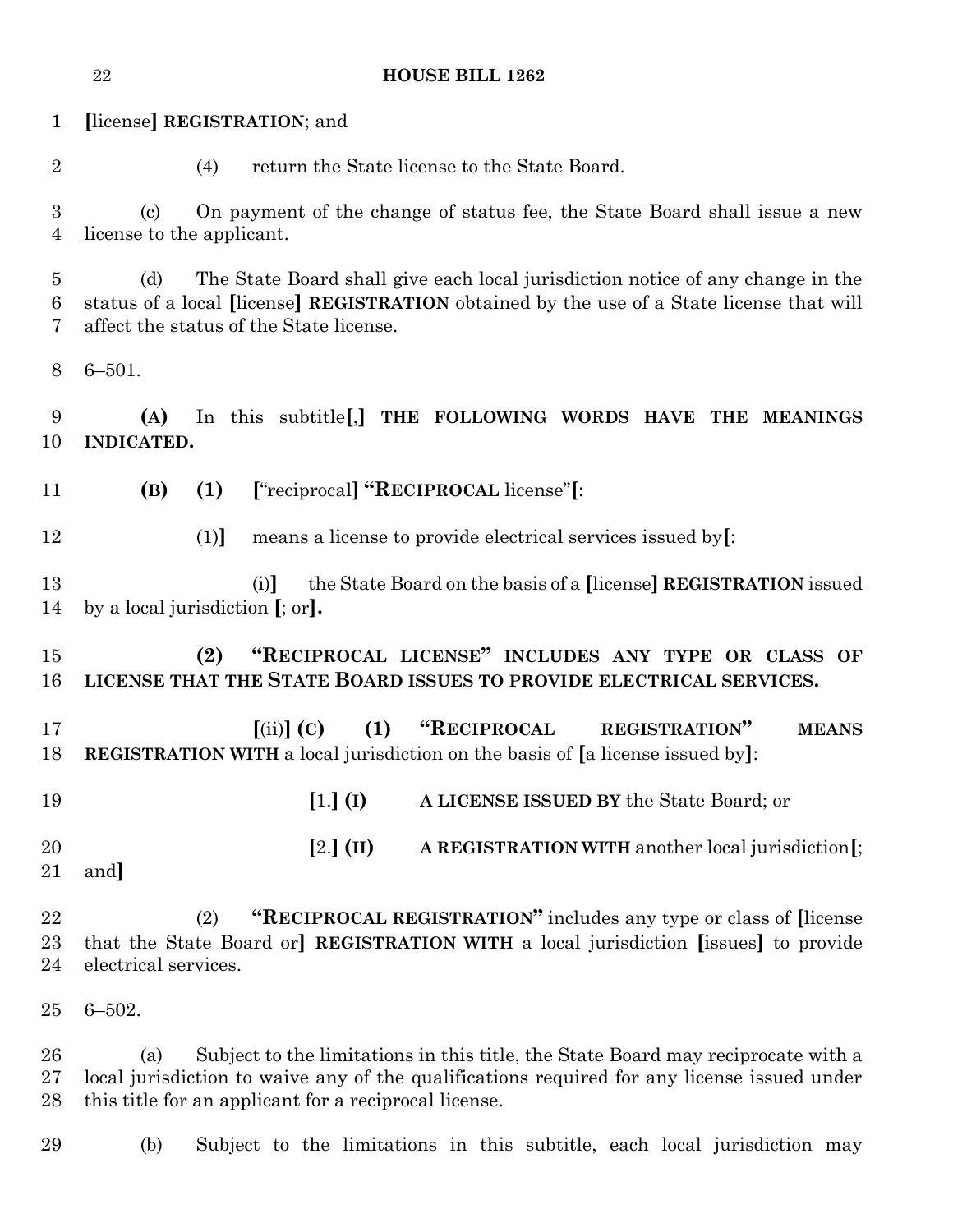**[**license**]** **REGISTRATION**; and

(4) return the State license to the State Board.

(c) On payment of the change of status fee, the State Board shall issue a new license to the applicant.

(d) The State Board shall give each local jurisdiction notice of any change in the status of a local **[**license**]** **REGISTRATION** obtained by the use of a State license that will affect the status of the State license.

6–501.

**(A)** In this subtitle**[**,**]** **THE FOLLOWING WORDS HAVE THE MEANINGS INDICATED.**

**(B)** **(1)** **[**"reciprocal**]** **"RECIPROCAL** license"**[**:

(1)**]** means a license to provide electrical services issued by**[**:

(i)**]** the State Board on the basis of a **[**license**]** **REGISTRATION** issued by a local jurisdiction **[**; or**]**.

**(2)** **"RECIPROCAL LICENSE" INCLUDES ANY TYPE OR CLASS OF LICENSE THAT THE STATE BOARD ISSUES TO PROVIDE ELECTRICAL SERVICES.**

**[**(ii)**]** **(C)** **(1)** **"RECIPROCAL REGISTRATION" MEANS REGISTRATION WITH** a local jurisdiction on the basis of **[**a license issued by**]**:

**[**1.**]** **(I)** **A LICENSE ISSUED BY** the State Board; or

**[**2.**]** **(II)** **A REGISTRATION WITH** another local jurisdiction**[**; and**]**

(2) **"RECIPROCAL REGISTRATION"** includes any type or class of **[**license that the State Board or**]** **REGISTRATION WITH** a local jurisdiction **[**issues**]** to provide electrical services.

6–502.

(a) Subject to the limitations in this title, the State Board may reciprocate with a local jurisdiction to waive any of the qualifications required for any license issued under this title for an applicant for a reciprocal license.

(b) Subject to the limitations in this subtitle, each local jurisdiction may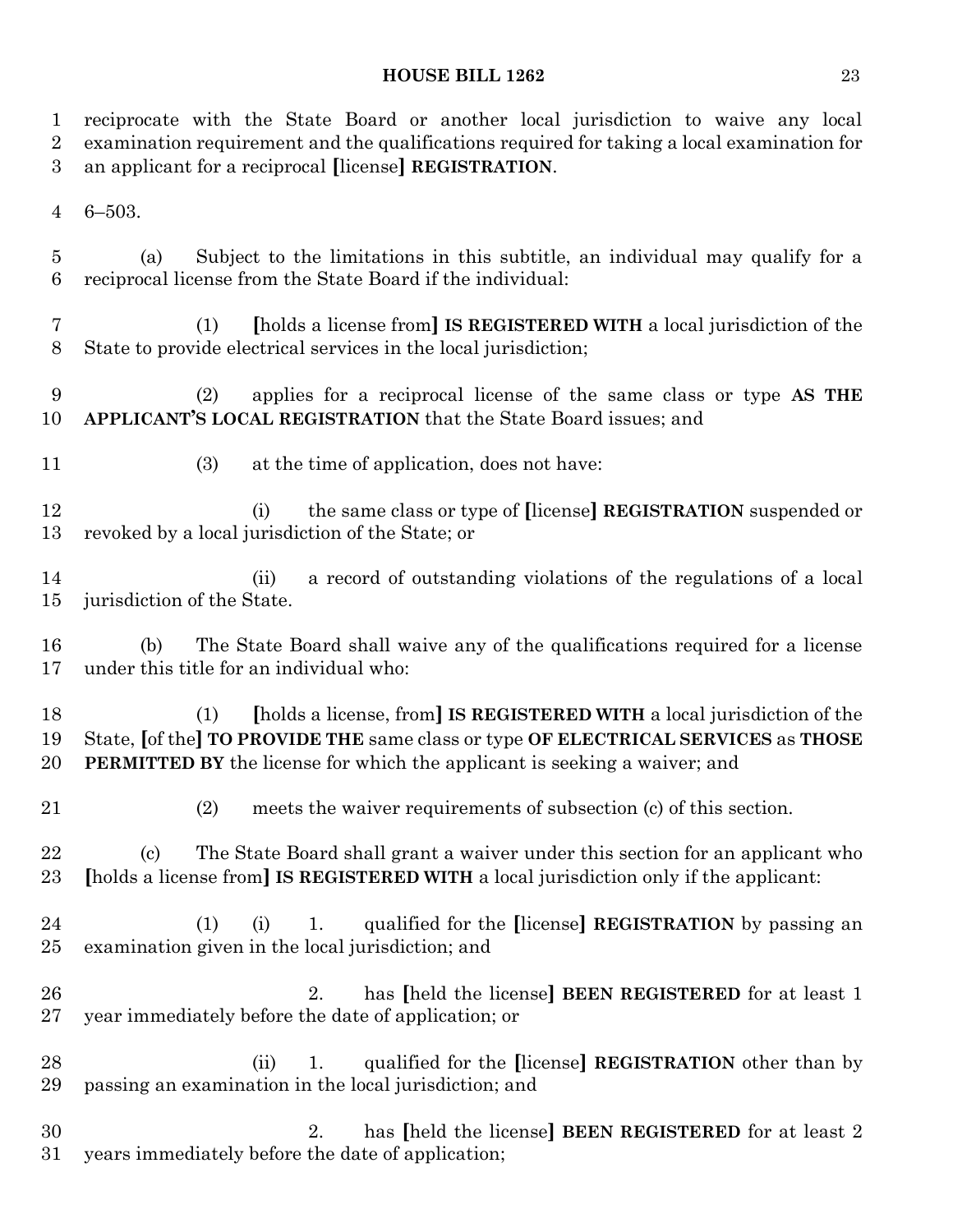reciprocate with the State Board or another local jurisdiction to waive any local examination requirement and the qualifications required for taking a local examination for an applicant for a reciprocal [license] **REGISTRATION**.

6–503.

(a) Subject to the limitations in this subtitle, an individual may qualify for a reciprocal license from the State Board if the individual:

(1) [holds a license from] **IS REGISTERED WITH** a local jurisdiction of the State to provide electrical services in the local jurisdiction;

(2) applies for a reciprocal license of the same class or type **AS THE APPLICANT'S LOCAL REGISTRATION** that the State Board issues; and

(3) at the time of application, does not have:

(i) the same class or type of [license] **REGISTRATION** suspended or revoked by a local jurisdiction of the State; or

(ii) a record of outstanding violations of the regulations of a local jurisdiction of the State.

(b) The State Board shall waive any of the qualifications required for a license under this title for an individual who:

(1) [holds a license, from] **IS REGISTERED WITH** a local jurisdiction of the State, [of the] **TO PROVIDE THE** same class or type **OF ELECTRICAL SERVICES** as **THOSE PERMITTED BY** the license for which the applicant is seeking a waiver; and

(2) meets the waiver requirements of subsection (c) of this section.

(c) The State Board shall grant a waiver under this section for an applicant who [holds a license from] **IS REGISTERED WITH** a local jurisdiction only if the applicant:

(1) (i) 1. qualified for the [license] **REGISTRATION** by passing an examination given in the local jurisdiction; and

2. has [held the license] **BEEN REGISTERED** for at least 1 year immediately before the date of application; or

(ii) 1. qualified for the [license] **REGISTRATION** other than by passing an examination in the local jurisdiction; and

2. has [held the license] **BEEN REGISTERED** for at least 2 years immediately before the date of application;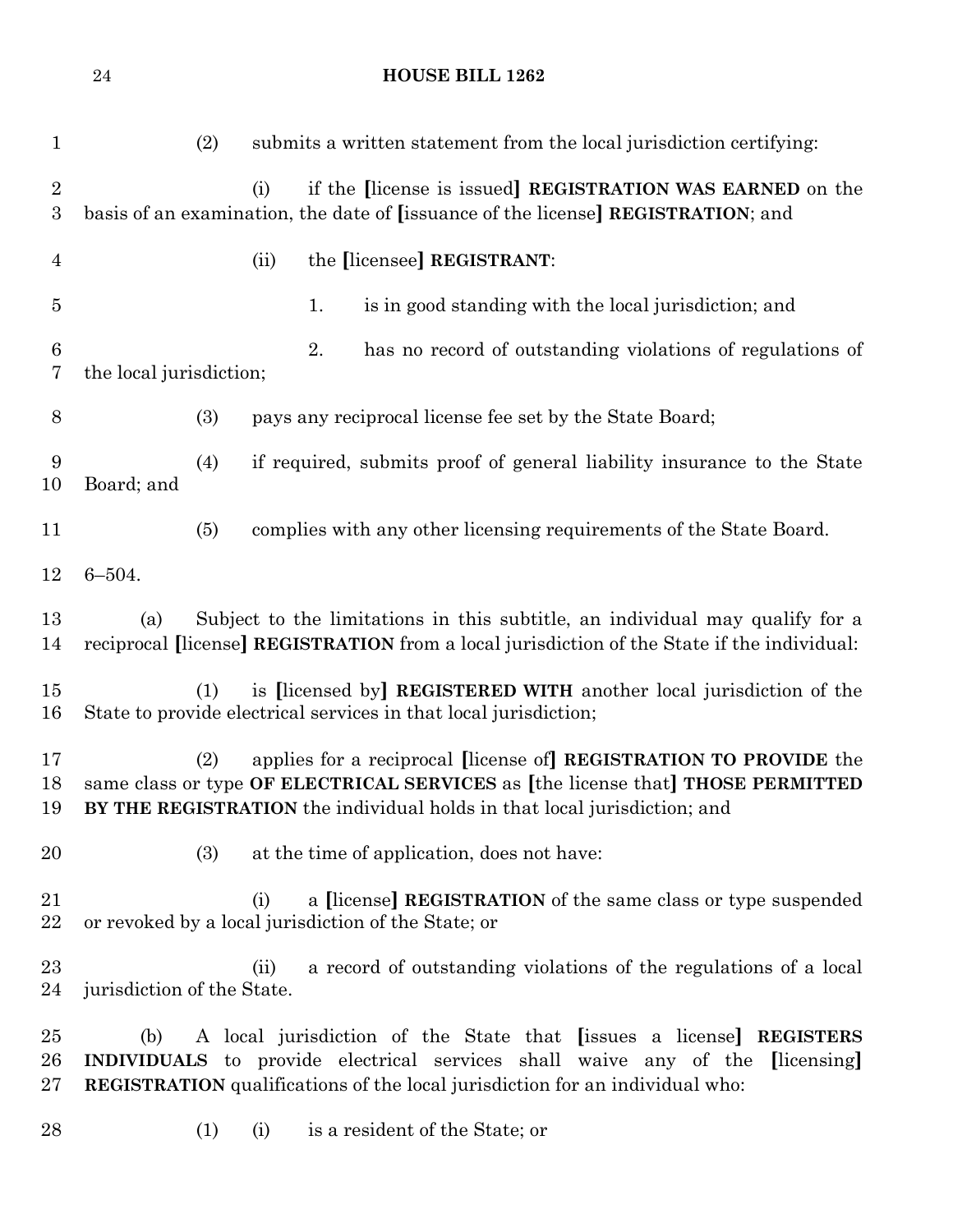(2) submits a written statement from the local jurisdiction certifying:

(i) if the [license is issued] **REGISTRATION WAS EARNED** on the basis of an examination, the date of [issuance of the license] **REGISTRATION**; and

(ii) the [licensee] **REGISTRANT**:

1. is in good standing with the local jurisdiction; and

2. has no record of outstanding violations of regulations of the local jurisdiction;

(3) pays any reciprocal license fee set by the State Board;

(4) if required, submits proof of general liability insurance to the State Board; and

(5) complies with any other licensing requirements of the State Board.

6–504.

(a) Subject to the limitations in this subtitle, an individual may qualify for a reciprocal [license] **REGISTRATION** from a local jurisdiction of the State if the individual:

(1) is [licensed by] **REGISTERED WITH** another local jurisdiction of the State to provide electrical services in that local jurisdiction;

(2) applies for a reciprocal [license of] **REGISTRATION TO PROVIDE** the same class or type **OF ELECTRICAL SERVICES** as [the license that] **THOSE PERMITTED BY THE REGISTRATION** the individual holds in that local jurisdiction; and

(3) at the time of application, does not have:

(i) a [license] **REGISTRATION** of the same class or type suspended or revoked by a local jurisdiction of the State; or

(ii) a record of outstanding violations of the regulations of a local jurisdiction of the State.

(b) A local jurisdiction of the State that [issues a license] **REGISTERS INDIVIDUALS** to provide electrical services shall waive any of the [licensing] **REGISTRATION** qualifications of the local jurisdiction for an individual who:

(1) (i) is a resident of the State; or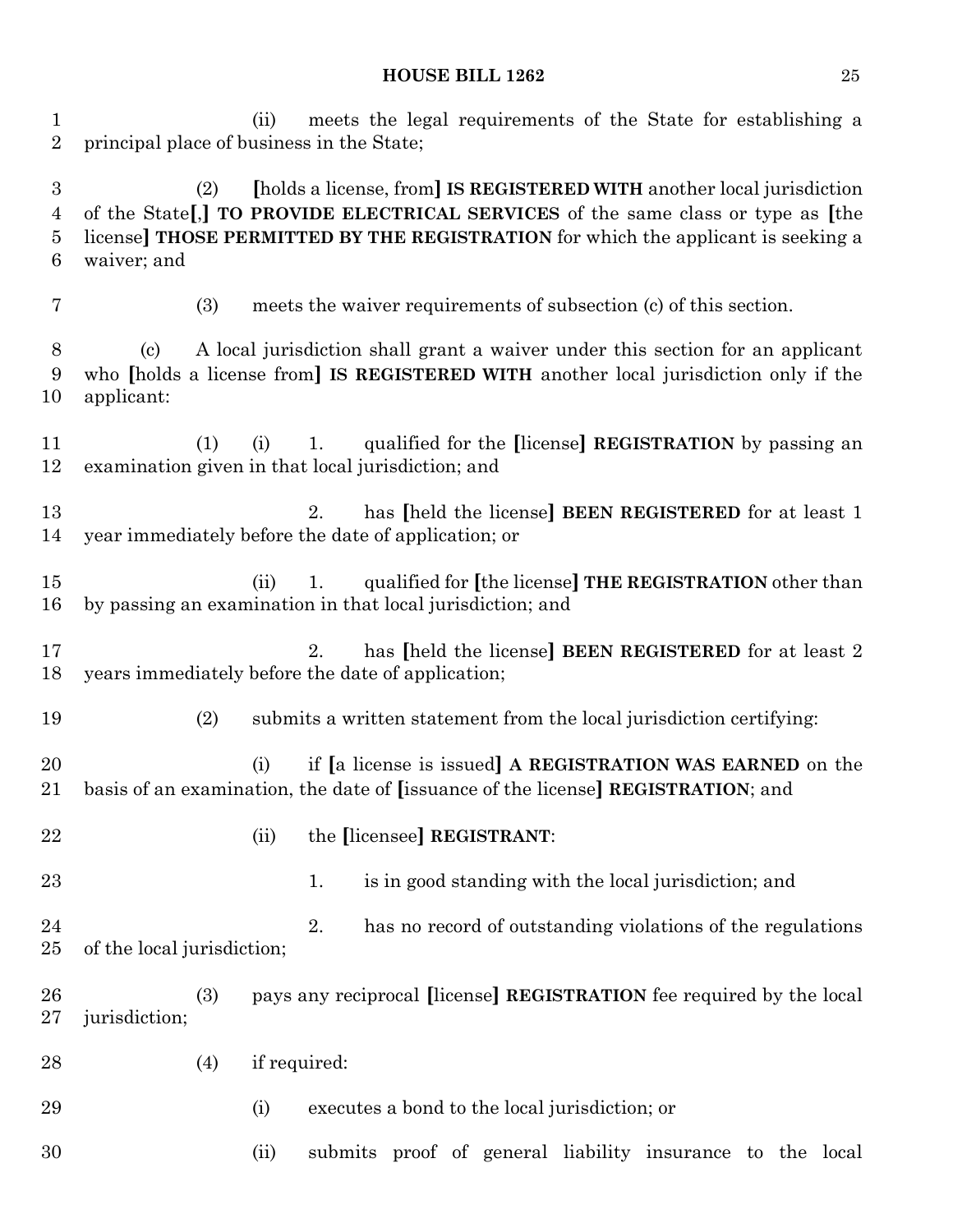(ii) meets the legal requirements of the State for establishing a principal place of business in the State;

(2) [holds a license, from] **IS REGISTERED WITH** another local jurisdiction of the State[,] **TO PROVIDE ELECTRICAL SERVICES** of the same class or type as [the license] **THOSE PERMITTED BY THE REGISTRATION** for which the applicant is seeking a waiver; and

(3) meets the waiver requirements of subsection (c) of this section.

(c) A local jurisdiction shall grant a waiver under this section for an applicant who [holds a license from] **IS REGISTERED WITH** another local jurisdiction only if the applicant:

(1) (i) 1. qualified for the [license] **REGISTRATION** by passing an examination given in that local jurisdiction; and

2. has [held the license] **BEEN REGISTERED** for at least 1 year immediately before the date of application; or

(ii) 1. qualified for [the license] **THE REGISTRATION** other than by passing an examination in that local jurisdiction; and

2. has [held the license] **BEEN REGISTERED** for at least 2 years immediately before the date of application;

(2) submits a written statement from the local jurisdiction certifying:

(i) if [a license is issued] **A REGISTRATION WAS EARNED** on the basis of an examination, the date of [issuance of the license] **REGISTRATION**; and

(ii) the [licensee] **REGISTRANT**:

1. is in good standing with the local jurisdiction; and

2. has no record of outstanding violations of the regulations of the local jurisdiction;

(3) pays any reciprocal [license] **REGISTRATION** fee required by the local jurisdiction;

(4) if required:

(i) executes a bond to the local jurisdiction; or

(ii) submits proof of general liability insurance to the local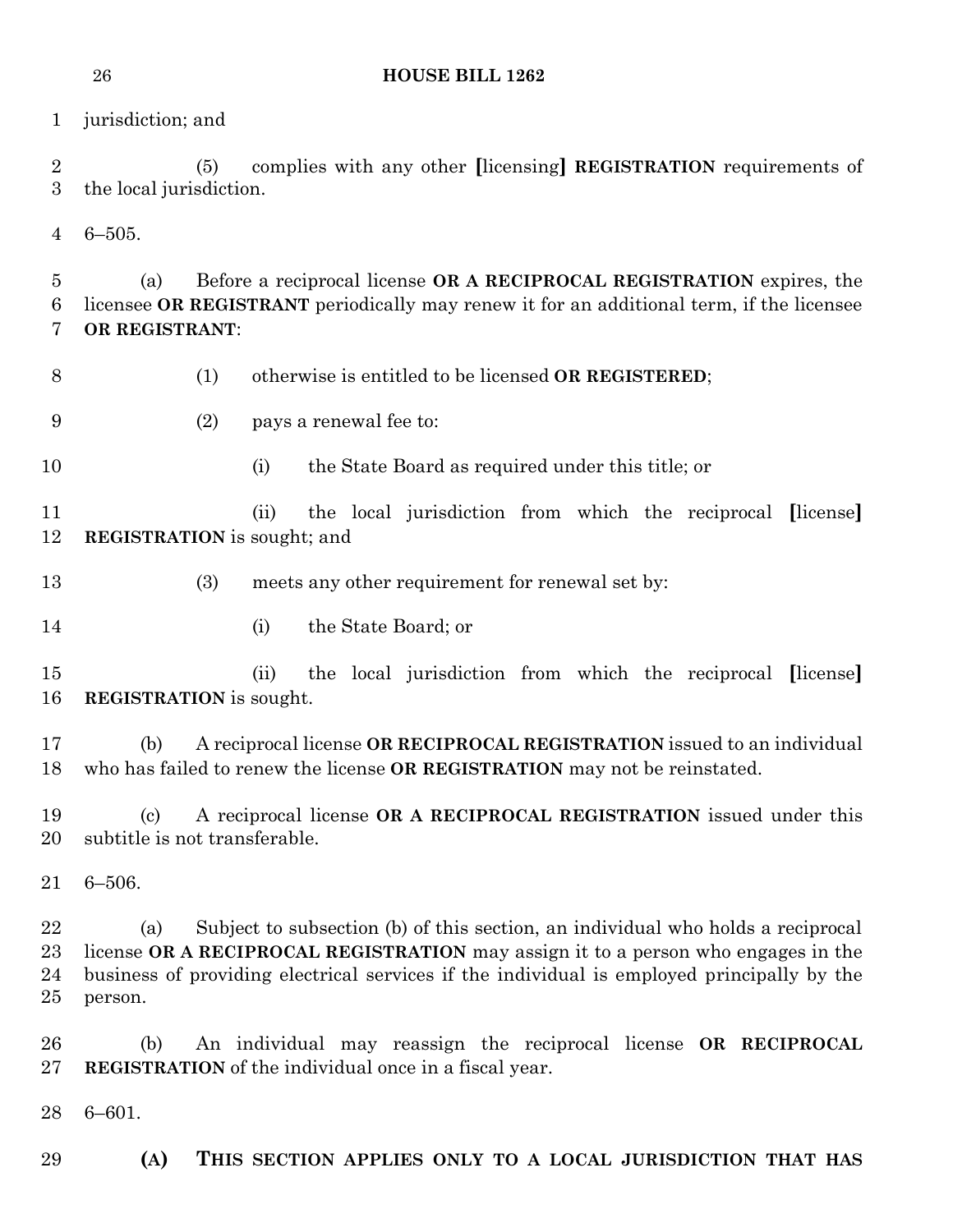jurisdiction; and

(5) complies with any other [licensing] **REGISTRATION** requirements of the local jurisdiction.

6–505.

(a) Before a reciprocal license **OR A RECIPROCAL REGISTRATION** expires, the licensee **OR REGISTRANT** periodically may renew it for an additional term, if the licensee **OR REGISTRANT**:

(1) otherwise is entitled to be licensed **OR REGISTERED**;

(2) pays a renewal fee to:

(i) the State Board as required under this title; or

(ii) the local jurisdiction from which the reciprocal [license] **REGISTRATION** is sought; and

(3) meets any other requirement for renewal set by:

(i) the State Board; or

(ii) the local jurisdiction from which the reciprocal [license] **REGISTRATION** is sought.

(b) A reciprocal license **OR RECIPROCAL REGISTRATION** issued to an individual who has failed to renew the license **OR REGISTRATION** may not be reinstated.

(c) A reciprocal license **OR A RECIPROCAL REGISTRATION** issued under this subtitle is not transferable.

6–506.

(a) Subject to subsection (b) of this section, an individual who holds a reciprocal license **OR A RECIPROCAL REGISTRATION** may assign it to a person who engages in the business of providing electrical services if the individual is employed principally by the person.

(b) An individual may reassign the reciprocal license **OR RECIPROCAL REGISTRATION** of the individual once in a fiscal year.

6–601.

**(A) THIS SECTION APPLIES ONLY TO A LOCAL JURISDICTION THAT HAS**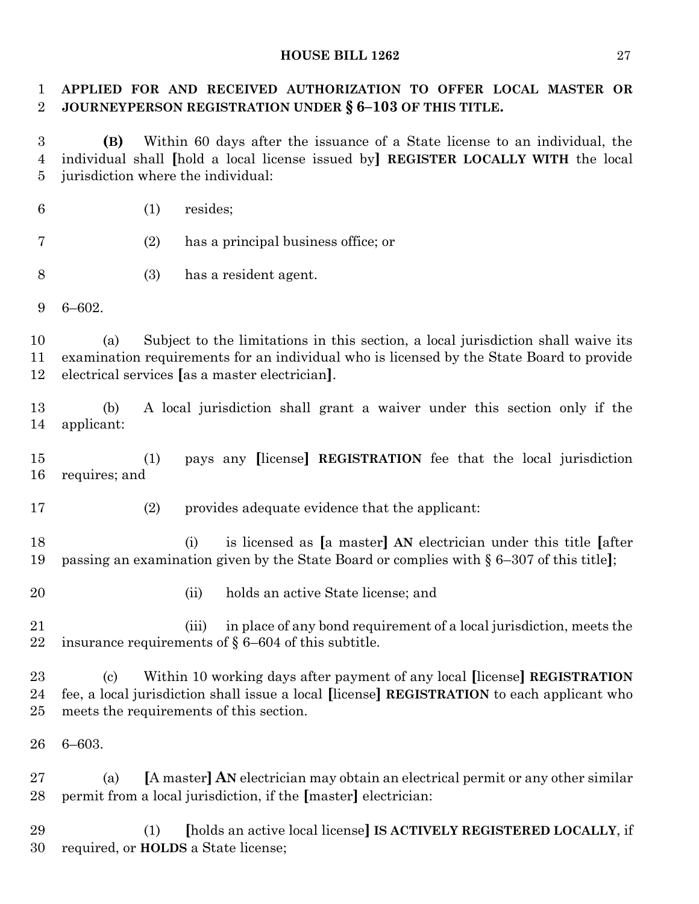**APPLIED FOR AND RECEIVED AUTHORIZATION TO OFFER LOCAL MASTER OR JOURNEYPERSON REGISTRATION UNDER § 6–103 OF THIS TITLE.**

**(B)** Within 60 days after the issuance of a State license to an individual, the individual shall [hold a local license issued by] **REGISTER LOCALLY WITH** the local jurisdiction where the individual:

(1) resides;

(2) has a principal business office; or

(3) has a resident agent.

6–602.

(a) Subject to the limitations in this section, a local jurisdiction shall waive its examination requirements for an individual who is licensed by the State Board to provide electrical services [as a master electrician].

(b) A local jurisdiction shall grant a waiver under this section only if the applicant:

(1) pays any [license] **REGISTRATION** fee that the local jurisdiction requires; and

(2) provides adequate evidence that the applicant:

(i) is licensed as [a master] **AN** electrician under this title [after passing an examination given by the State Board or complies with § 6–307 of this title];

(ii) holds an active State license; and

(iii) in place of any bond requirement of a local jurisdiction, meets the insurance requirements of § 6–604 of this subtitle.

(c) Within 10 working days after payment of any local [license] **REGISTRATION** fee, a local jurisdiction shall issue a local [license] **REGISTRATION** to each applicant who meets the requirements of this section.

6–603.

(a) [A master] **AN** electrician may obtain an electrical permit or any other similar permit from a local jurisdiction, if the [master] electrician:

(1) [holds an active local license] **IS ACTIVELY REGISTERED LOCALLY**, if required, or **HOLDS** a State license;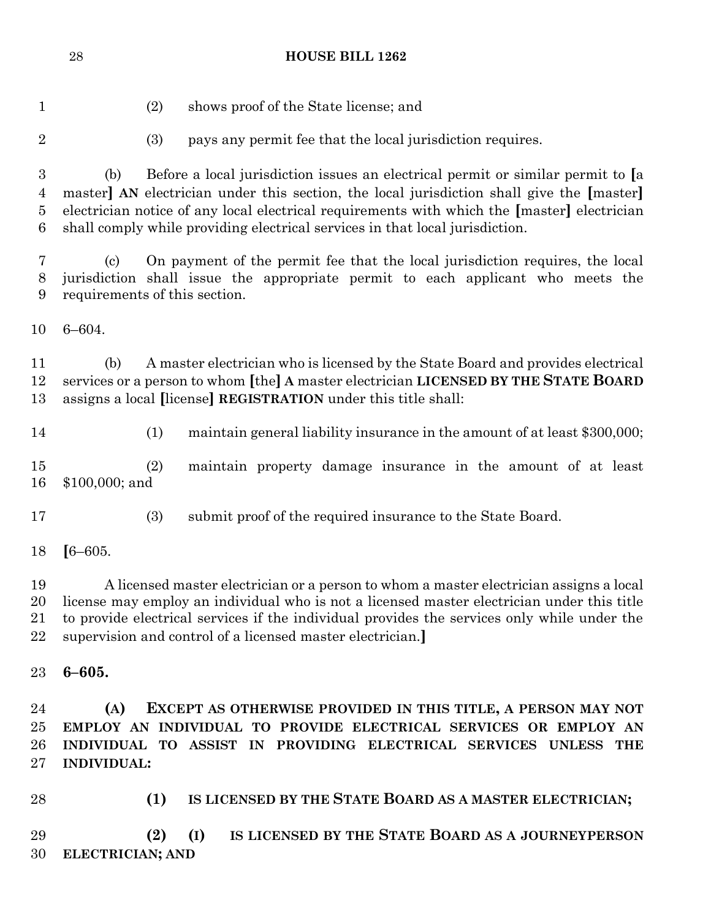(2) shows proof of the State license; and

(3) pays any permit fee that the local jurisdiction requires.

(b) Before a local jurisdiction issues an electrical permit or similar permit to [a master] **AN** electrician under this section, the local jurisdiction shall give the [master] electrician notice of any local electrical requirements with which the [master] electrician shall comply while providing electrical services in that local jurisdiction.

(c) On payment of the permit fee that the local jurisdiction requires, the local jurisdiction shall issue the appropriate permit to each applicant who meets the requirements of this section.

6–604.

(b) A master electrician who is licensed by the State Board and provides electrical services or a person to whom [the] **A** master electrician **LICENSED BY THE STATE BOARD** assigns a local [license] **REGISTRATION** under this title shall:

(1) maintain general liability insurance in the amount of at least $300,000;

(2) maintain property damage insurance in the amount of at least $100,000; and

(3) submit proof of the required insurance to the State Board.

[6–605.

A licensed master electrician or a person to whom a master electrician assigns a local license may employ an individual who is not a licensed master electrician under this title to provide electrical services if the individual provides the services only while under the supervision and control of a licensed master electrician.]

**6–605.**

**(A) EXCEPT AS OTHERWISE PROVIDED IN THIS TITLE, A PERSON MAY NOT EMPLOY AN INDIVIDUAL TO PROVIDE ELECTRICAL SERVICES OR EMPLOY AN INDIVIDUAL TO ASSIST IN PROVIDING ELECTRICAL SERVICES UNLESS THE INDIVIDUAL:**

**(1) IS LICENSED BY THE STATE BOARD AS A MASTER ELECTRICIAN;**

**(2) (I) IS LICENSED BY THE STATE BOARD AS A JOURNEYPERSON ELECTRICIAN; AND**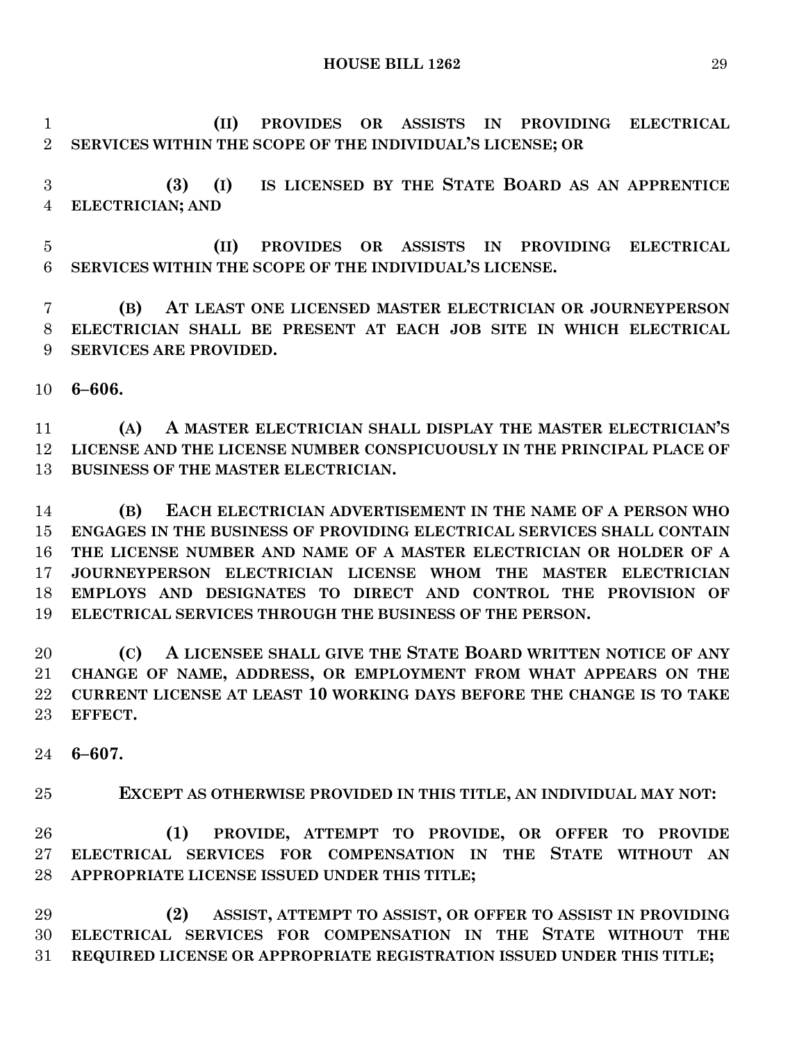**(II) PROVIDES OR ASSISTS IN PROVIDING ELECTRICAL SERVICES WITHIN THE SCOPE OF THE INDIVIDUAL'S LICENSE; OR**

**(3) (I) IS LICENSED BY THE STATE BOARD AS AN APPRENTICE ELECTRICIAN; AND**

**(II) PROVIDES OR ASSISTS IN PROVIDING ELECTRICAL SERVICES WITHIN THE SCOPE OF THE INDIVIDUAL'S LICENSE.**

**(B) AT LEAST ONE LICENSED MASTER ELECTRICIAN OR JOURNEYPERSON ELECTRICIAN SHALL BE PRESENT AT EACH JOB SITE IN WHICH ELECTRICAL SERVICES ARE PROVIDED.**

**6–606.**

**(A) A MASTER ELECTRICIAN SHALL DISPLAY THE MASTER ELECTRICIAN'S LICENSE AND THE LICENSE NUMBER CONSPICUOUSLY IN THE PRINCIPAL PLACE OF BUSINESS OF THE MASTER ELECTRICIAN.**

**(B) EACH ELECTRICIAN ADVERTISEMENT IN THE NAME OF A PERSON WHO ENGAGES IN THE BUSINESS OF PROVIDING ELECTRICAL SERVICES SHALL CONTAIN THE LICENSE NUMBER AND NAME OF A MASTER ELECTRICIAN OR HOLDER OF A JOURNEYPERSON ELECTRICIAN LICENSE WHOM THE MASTER ELECTRICIAN EMPLOYS AND DESIGNATES TO DIRECT AND CONTROL THE PROVISION OF ELECTRICAL SERVICES THROUGH THE BUSINESS OF THE PERSON.**

**(C) A LICENSEE SHALL GIVE THE STATE BOARD WRITTEN NOTICE OF ANY CHANGE OF NAME, ADDRESS, OR EMPLOYMENT FROM WHAT APPEARS ON THE CURRENT LICENSE AT LEAST 10 WORKING DAYS BEFORE THE CHANGE IS TO TAKE EFFECT.**

**6–607.**

**EXCEPT AS OTHERWISE PROVIDED IN THIS TITLE, AN INDIVIDUAL MAY NOT:**

**(1) PROVIDE, ATTEMPT TO PROVIDE, OR OFFER TO PROVIDE ELECTRICAL SERVICES FOR COMPENSATION IN THE STATE WITHOUT AN APPROPRIATE LICENSE ISSUED UNDER THIS TITLE;**

**(2) ASSIST, ATTEMPT TO ASSIST, OR OFFER TO ASSIST IN PROVIDING ELECTRICAL SERVICES FOR COMPENSATION IN THE STATE WITHOUT THE REQUIRED LICENSE OR APPROPRIATE REGISTRATION ISSUED UNDER THIS TITLE;**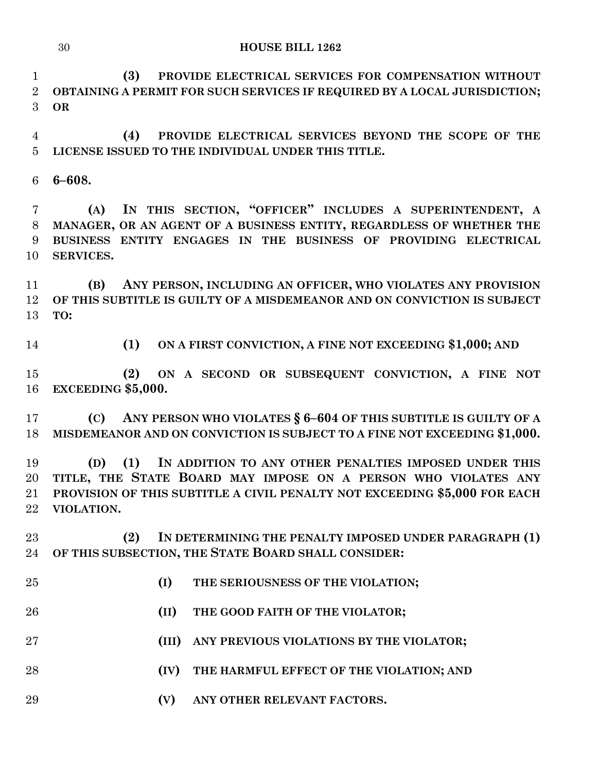**(3) PROVIDE ELECTRICAL SERVICES FOR COMPENSATION WITHOUT OBTAINING A PERMIT FOR SUCH SERVICES IF REQUIRED BY A LOCAL JURISDICTION; OR**

**(4) PROVIDE ELECTRICAL SERVICES BEYOND THE SCOPE OF THE LICENSE ISSUED TO THE INDIVIDUAL UNDER THIS TITLE.**

**6–608.**

**(A) IN THIS SECTION, "OFFICER" INCLUDES A SUPERINTENDENT, A MANAGER, OR AN AGENT OF A BUSINESS ENTITY, REGARDLESS OF WHETHER THE BUSINESS ENTITY ENGAGES IN THE BUSINESS OF PROVIDING ELECTRICAL SERVICES.**

**(B) ANY PERSON, INCLUDING AN OFFICER, WHO VIOLATES ANY PROVISION OF THIS SUBTITLE IS GUILTY OF A MISDEMEANOR AND ON CONVICTION IS SUBJECT TO:**

**(1) ON A FIRST CONVICTION, A FINE NOT EXCEEDING $1,000; AND**

**(2) ON A SECOND OR SUBSEQUENT CONVICTION, A FINE NOT EXCEEDING $5,000.**

**(C) ANY PERSON WHO VIOLATES § 6–604 OF THIS SUBTITLE IS GUILTY OF A MISDEMEANOR AND ON CONVICTION IS SUBJECT TO A FINE NOT EXCEEDING $1,000.**

**(D) (1) IN ADDITION TO ANY OTHER PENALTIES IMPOSED UNDER THIS TITLE, THE STATE BOARD MAY IMPOSE ON A PERSON WHO VIOLATES ANY PROVISION OF THIS SUBTITLE A CIVIL PENALTY NOT EXCEEDING $5,000 FOR EACH VIOLATION.**

**(2) IN DETERMINING THE PENALTY IMPOSED UNDER PARAGRAPH (1) OF THIS SUBSECTION, THE STATE BOARD SHALL CONSIDER:**

**(I) THE SERIOUSNESS OF THE VIOLATION;**

**(II) THE GOOD FAITH OF THE VIOLATOR;**

**(III) ANY PREVIOUS VIOLATIONS BY THE VIOLATOR;**

**(IV) THE HARMFUL EFFECT OF THE VIOLATION; AND**

**(V) ANY OTHER RELEVANT FACTORS.**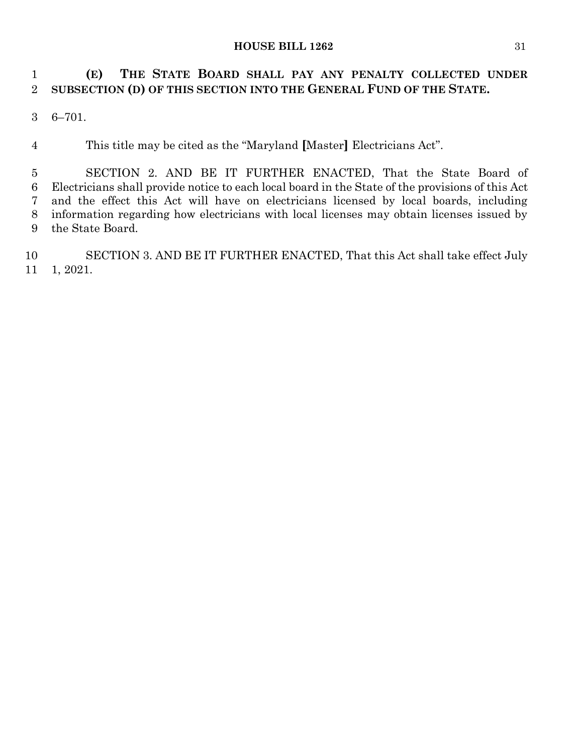**(E) THE STATE BOARD SHALL PAY ANY PENALTY COLLECTED UNDER SUBSECTION (D) OF THIS SECTION INTO THE GENERAL FUND OF THE STATE.**

6–701.

This title may be cited as the "Maryland **[**Master**]** Electricians Act".

SECTION 2. AND BE IT FURTHER ENACTED, That the State Board of Electricians shall provide notice to each local board in the State of the provisions of this Act and the effect this Act will have on electricians licensed by local boards, including information regarding how electricians with local licenses may obtain licenses issued by the State Board.

SECTION 3. AND BE IT FURTHER ENACTED, That this Act shall take effect July 1, 2021.